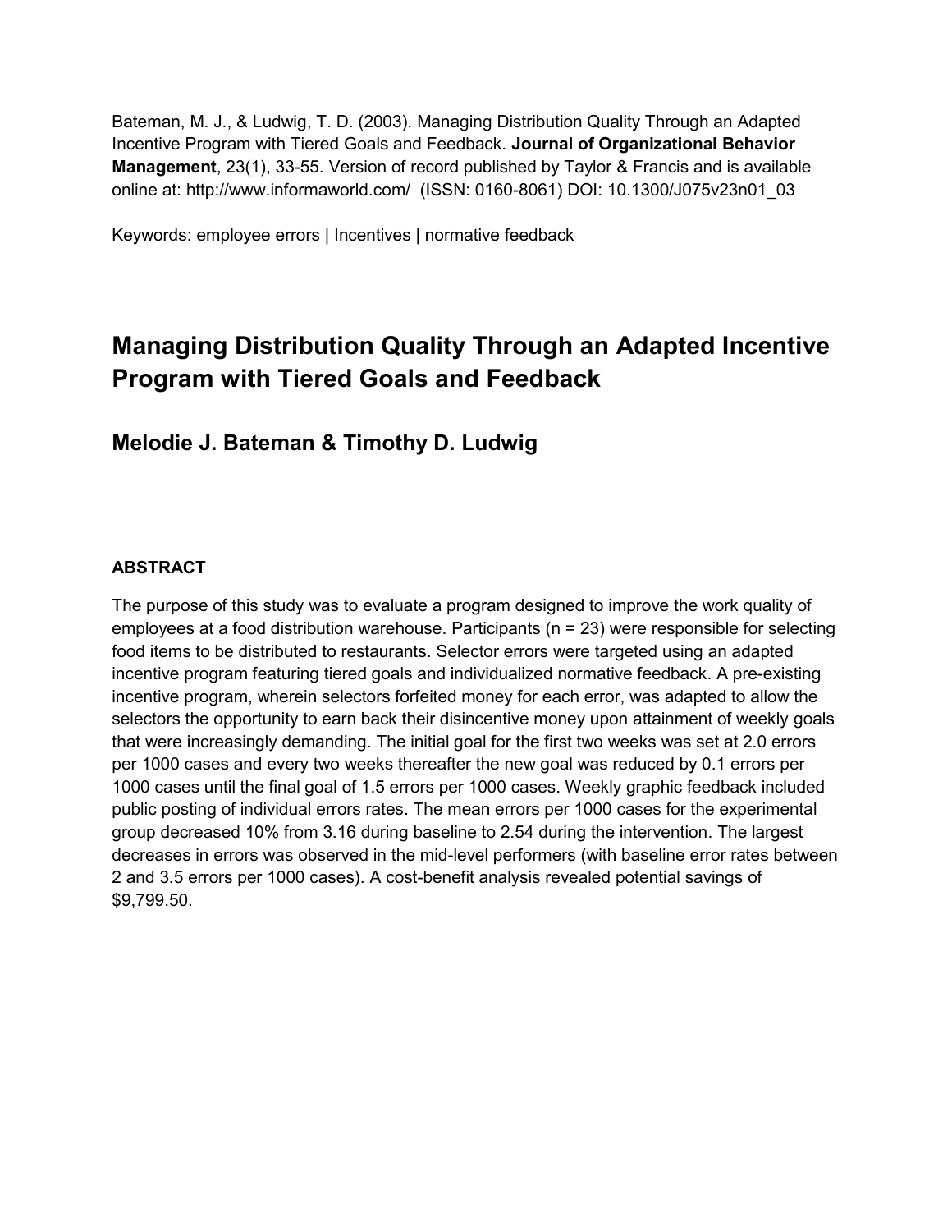Bateman, M. J., & Ludwig, T. D. (2003). Managing Distribution Quality Through an Adapted Incentive Program with Tiered Goals and Feedback. **Journal of Organizational Behavior Management**, 23(1), 33-55. Version of record published by Taylor & Francis and is available online at: http://www.informaworld.com/ (ISSN: 0160-8061) DOI: 10.1300/J075v23n01_03

Keywords: employee errors | Incentives | normative feedback

# Managing Distribution Quality Through an Adapted Incentive Program with Tiered Goals and Feedback

## Melodie J. Bateman & Timothy D. Ludwig

### ABSTRACT

The purpose of this study was to evaluate a program designed to improve the work quality of employees at a food distribution warehouse. Participants (n = 23) were responsible for selecting food items to be distributed to restaurants. Selector errors were targeted using an adapted incentive program featuring tiered goals and individualized normative feedback. A pre-existing incentive program, wherein selectors forfeited money for each error, was adapted to allow the selectors the opportunity to earn back their disincentive money upon attainment of weekly goals that were increasingly demanding. The initial goal for the first two weeks was set at 2.0 errors per 1000 cases and every two weeks thereafter the new goal was reduced by 0.1 errors per 1000 cases until the final goal of 1.5 errors per 1000 cases. Weekly graphic feedback included public posting of individual errors rates. The mean errors per 1000 cases for the experimental group decreased 10% from 3.16 during baseline to 2.54 during the intervention. The largest decreases in errors was observed in the mid-level performers (with baseline error rates between 2 and 3.5 errors per 1000 cases). A cost-benefit analysis revealed potential savings of $9,799.50.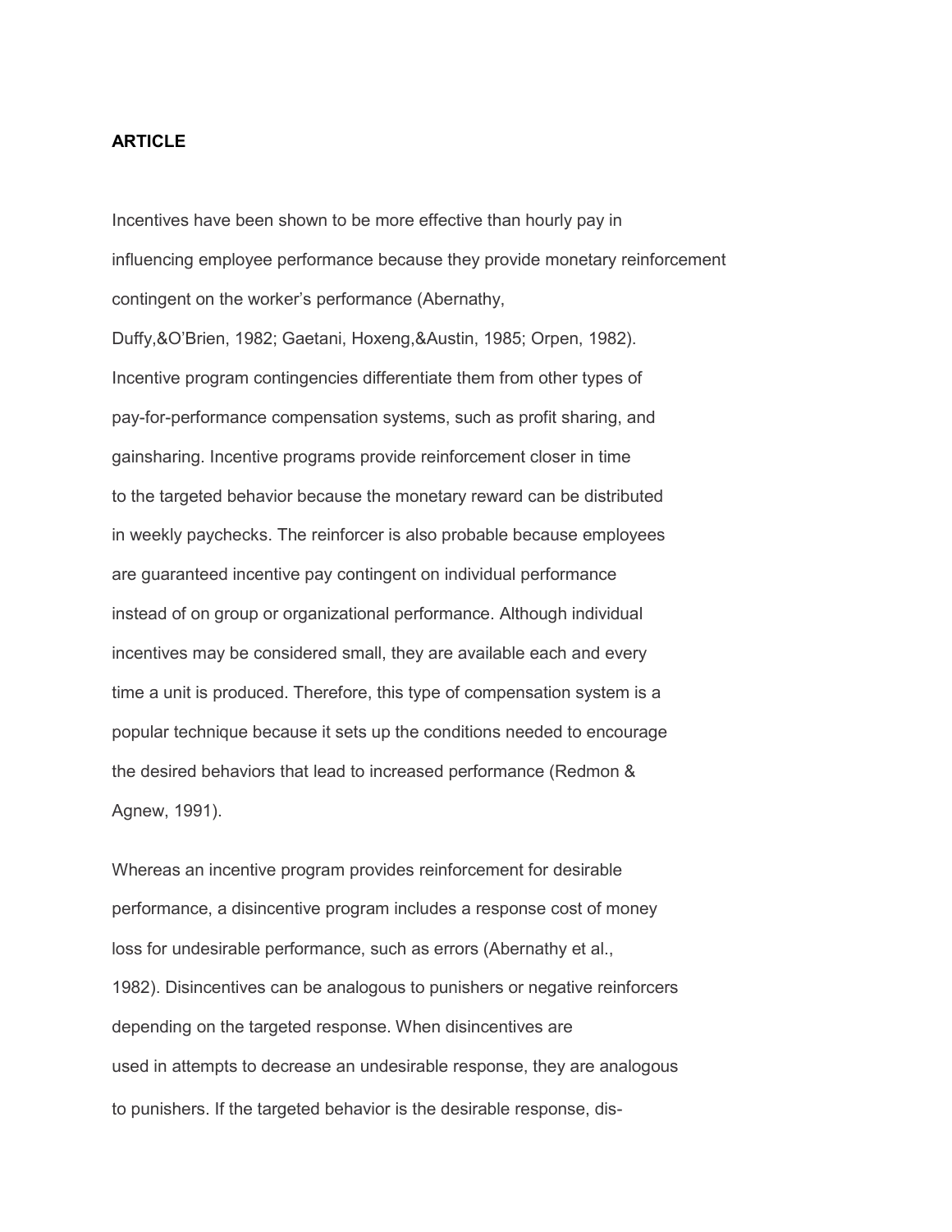**ARTICLE**

Incentives have been shown to be more effective than hourly pay in influencing employee performance because they provide monetary reinforcement contingent on the worker's performance (Abernathy, Duffy,&O'Brien, 1982; Gaetani, Hoxeng,&Austin, 1985; Orpen, 1982). Incentive program contingencies differentiate them from other types of pay-for-performance compensation systems, such as profit sharing, and gainsharing. Incentive programs provide reinforcement closer in time to the targeted behavior because the monetary reward can be distributed in weekly paychecks. The reinforcer is also probable because employees are guaranteed incentive pay contingent on individual performance instead of on group or organizational performance. Although individual incentives may be considered small, they are available each and every time a unit is produced. Therefore, this type of compensation system is a popular technique because it sets up the conditions needed to encourage the desired behaviors that lead to increased performance (Redmon & Agnew, 1991).

Whereas an incentive program provides reinforcement for desirable performance, a disincentive program includes a response cost of money loss for undesirable performance, such as errors (Abernathy et al., 1982). Disincentives can be analogous to punishers or negative reinforcers depending on the targeted response. When disincentives are used in attempts to decrease an undesirable response, they are analogous to punishers. If the targeted behavior is the desirable response, dis-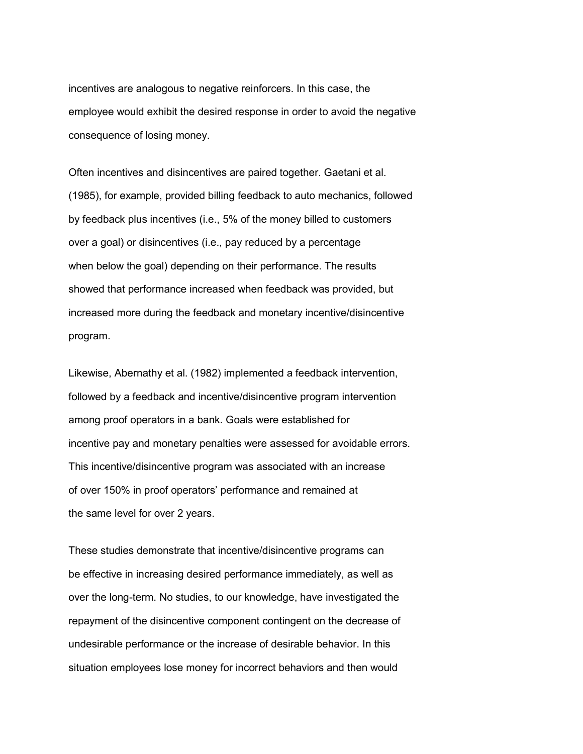incentives are analogous to negative reinforcers. In this case, the employee would exhibit the desired response in order to avoid the negative consequence of losing money.

Often incentives and disincentives are paired together. Gaetani et al. (1985), for example, provided billing feedback to auto mechanics, followed by feedback plus incentives (i.e., 5% of the money billed to customers over a goal) or disincentives (i.e., pay reduced by a percentage when below the goal) depending on their performance. The results showed that performance increased when feedback was provided, but increased more during the feedback and monetary incentive/disincentive program.

Likewise, Abernathy et al. (1982) implemented a feedback intervention, followed by a feedback and incentive/disincentive program intervention among proof operators in a bank. Goals were established for incentive pay and monetary penalties were assessed for avoidable errors. This incentive/disincentive program was associated with an increase of over 150% in proof operators' performance and remained at the same level for over 2 years.

These studies demonstrate that incentive/disincentive programs can be effective in increasing desired performance immediately, as well as over the long-term. No studies, to our knowledge, have investigated the repayment of the disincentive component contingent on the decrease of undesirable performance or the increase of desirable behavior. In this situation employees lose money for incorrect behaviors and then would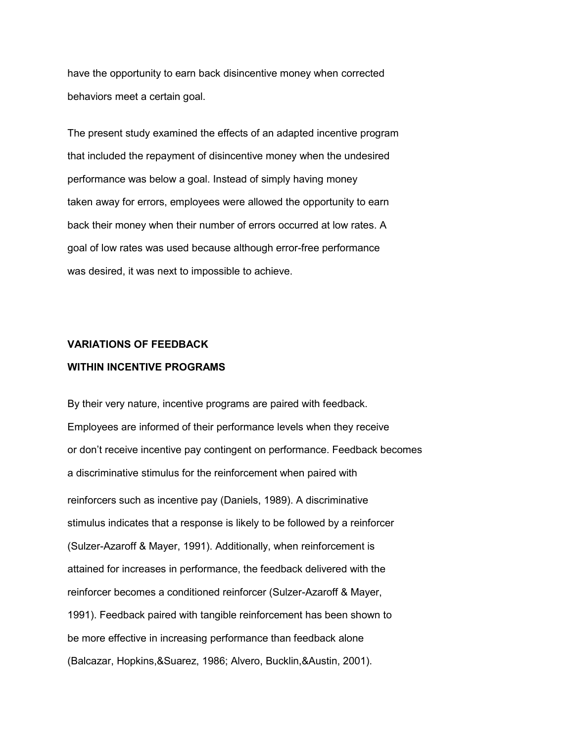have the opportunity to earn back disincentive money when corrected behaviors meet a certain goal.

The present study examined the effects of an adapted incentive program that included the repayment of disincentive money when the undesired performance was below a goal. Instead of simply having money taken away for errors, employees were allowed the opportunity to earn back their money when their number of errors occurred at low rates. A goal of low rates was used because although error-free performance was desired, it was next to impossible to achieve.

## VARIATIONS OF FEEDBACK WITHIN INCENTIVE PROGRAMS

By their very nature, incentive programs are paired with feedback. Employees are informed of their performance levels when they receive or don't receive incentive pay contingent on performance. Feedback becomes a discriminative stimulus for the reinforcement when paired with reinforcers such as incentive pay (Daniels, 1989). A discriminative stimulus indicates that a response is likely to be followed by a reinforcer (Sulzer-Azaroff & Mayer, 1991). Additionally, when reinforcement is attained for increases in performance, the feedback delivered with the reinforcer becomes a conditioned reinforcer (Sulzer-Azaroff & Mayer, 1991). Feedback paired with tangible reinforcement has been shown to be more effective in increasing performance than feedback alone (Balcazar, Hopkins,&Suarez, 1986; Alvero, Bucklin,&Austin, 2001).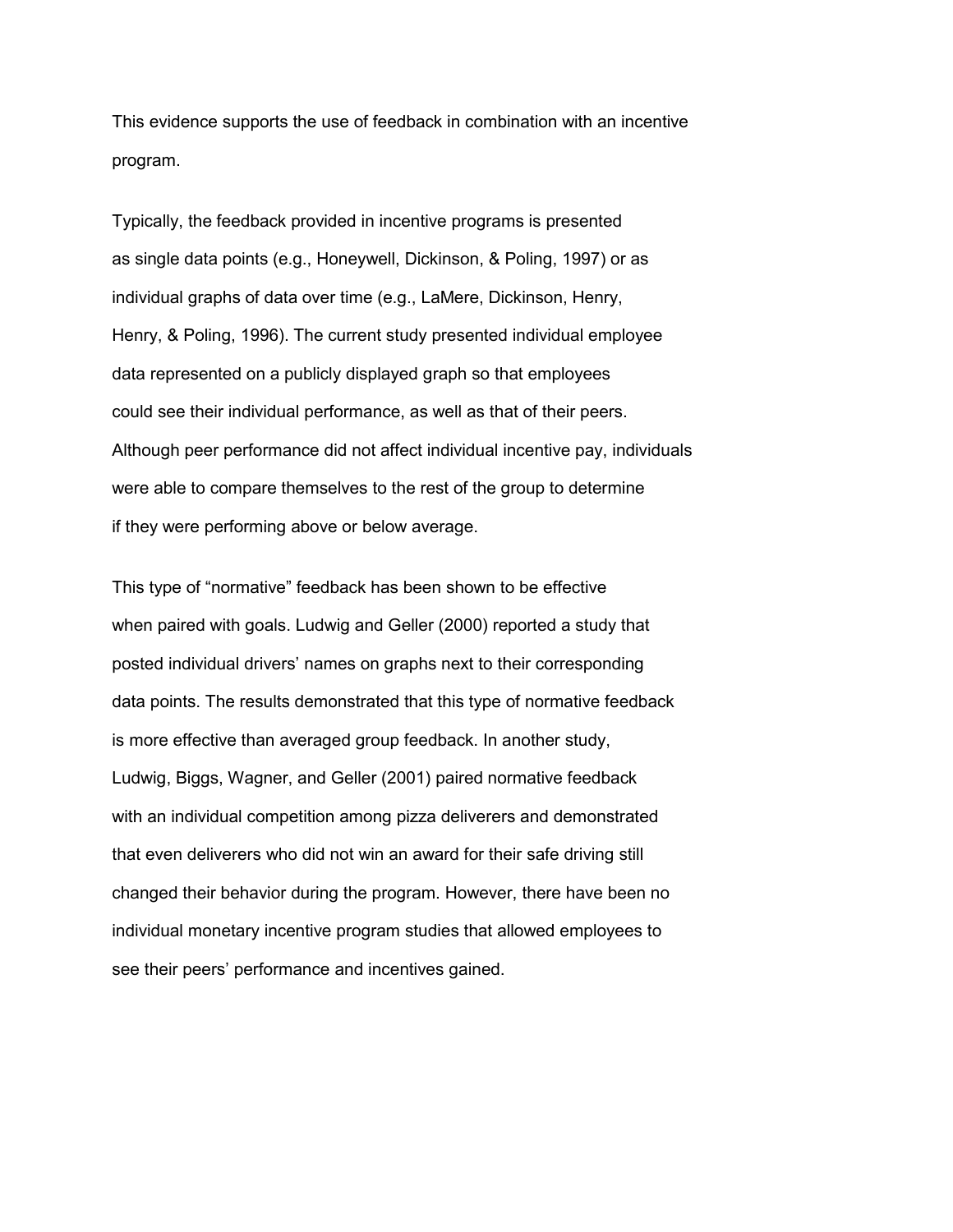This evidence supports the use of feedback in combination with an incentive program.

Typically, the feedback provided in incentive programs is presented as single data points (e.g., Honeywell, Dickinson, & Poling, 1997) or as individual graphs of data over time (e.g., LaMere, Dickinson, Henry, Henry, & Poling, 1996). The current study presented individual employee data represented on a publicly displayed graph so that employees could see their individual performance, as well as that of their peers. Although peer performance did not affect individual incentive pay, individuals were able to compare themselves to the rest of the group to determine if they were performing above or below average.

This type of "normative" feedback has been shown to be effective when paired with goals. Ludwig and Geller (2000) reported a study that posted individual drivers' names on graphs next to their corresponding data points. The results demonstrated that this type of normative feedback is more effective than averaged group feedback. In another study, Ludwig, Biggs, Wagner, and Geller (2001) paired normative feedback with an individual competition among pizza deliverers and demonstrated that even deliverers who did not win an award for their safe driving still changed their behavior during the program. However, there have been no individual monetary incentive program studies that allowed employees to see their peers' performance and incentives gained.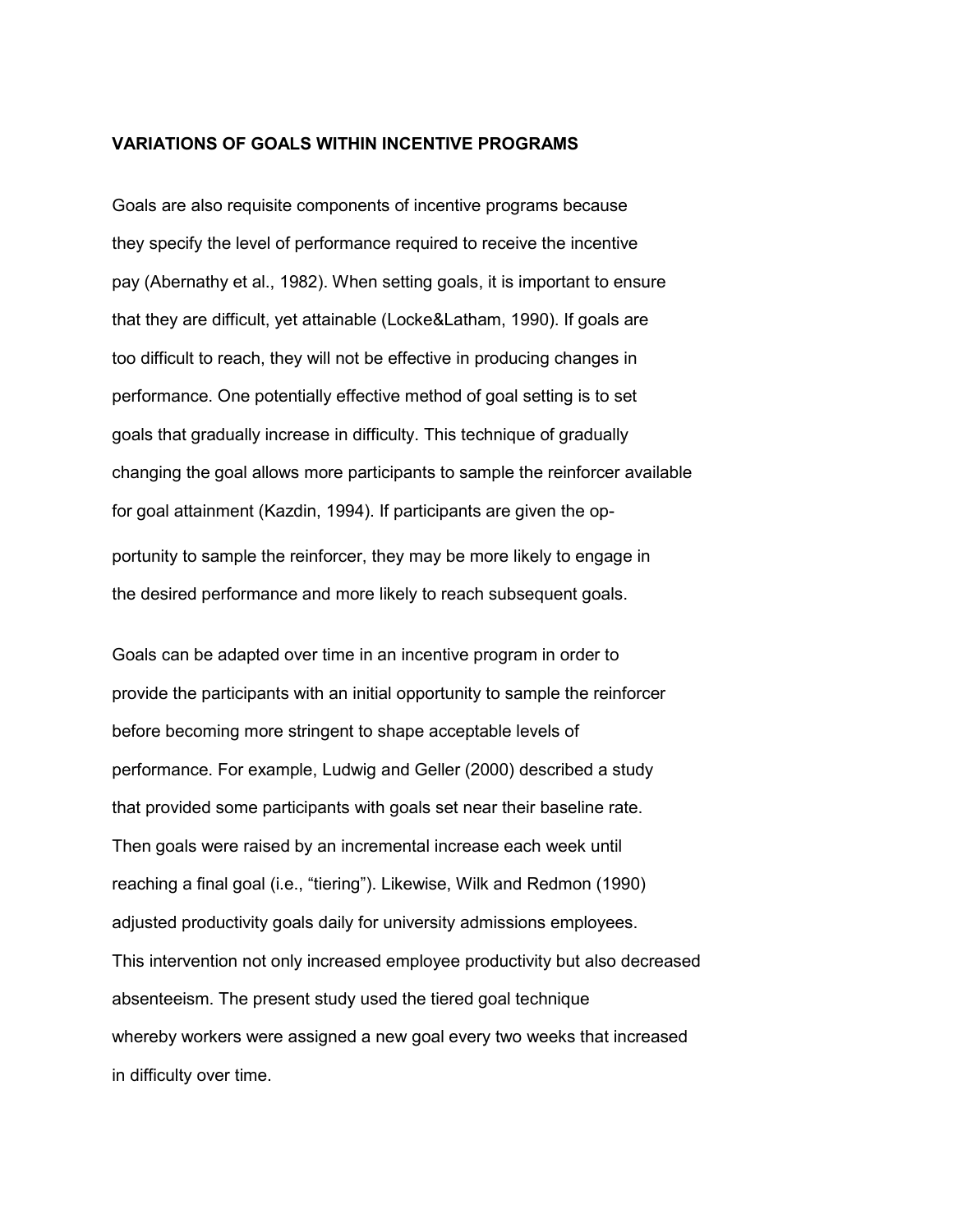## VARIATIONS OF GOALS WITHIN INCENTIVE PROGRAMS

Goals are also requisite components of incentive programs because they specify the level of performance required to receive the incentive pay (Abernathy et al., 1982). When setting goals, it is important to ensure that they are difficult, yet attainable (Locke&Latham, 1990). If goals are too difficult to reach, they will not be effective in producing changes in performance. One potentially effective method of goal setting is to set goals that gradually increase in difficulty. This technique of gradually changing the goal allows more participants to sample the reinforcer available for goal attainment (Kazdin, 1994). If participants are given the opportunity to sample the reinforcer, they may be more likely to engage in the desired performance and more likely to reach subsequent goals.

Goals can be adapted over time in an incentive program in order to provide the participants with an initial opportunity to sample the reinforcer before becoming more stringent to shape acceptable levels of performance. For example, Ludwig and Geller (2000) described a study that provided some participants with goals set near their baseline rate. Then goals were raised by an incremental increase each week until reaching a final goal (i.e., "tiering"). Likewise, Wilk and Redmon (1990) adjusted productivity goals daily for university admissions employees. This intervention not only increased employee productivity but also decreased absenteeism. The present study used the tiered goal technique whereby workers were assigned a new goal every two weeks that increased in difficulty over time.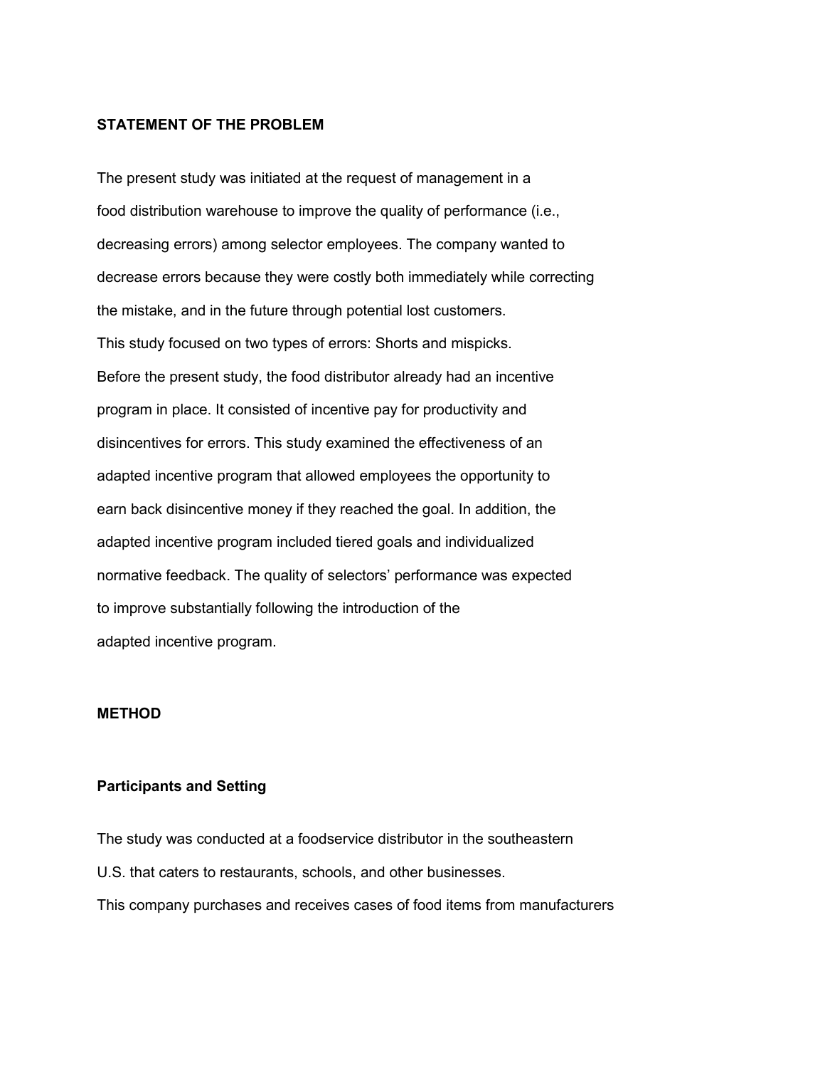## STATEMENT OF THE PROBLEM

The present study was initiated at the request of management in a food distribution warehouse to improve the quality of performance (i.e., decreasing errors) among selector employees. The company wanted to decrease errors because they were costly both immediately while correcting the mistake, and in the future through potential lost customers. This study focused on two types of errors: Shorts and mispicks. Before the present study, the food distributor already had an incentive program in place. It consisted of incentive pay for productivity and disincentives for errors. This study examined the effectiveness of an adapted incentive program that allowed employees the opportunity to earn back disincentive money if they reached the goal. In addition, the adapted incentive program included tiered goals and individualized normative feedback. The quality of selectors' performance was expected to improve substantially following the introduction of the adapted incentive program.

## METHOD

### Participants and Setting

The study was conducted at a foodservice distributor in the southeastern U.S. that caters to restaurants, schools, and other businesses. This company purchases and receives cases of food items from manufacturers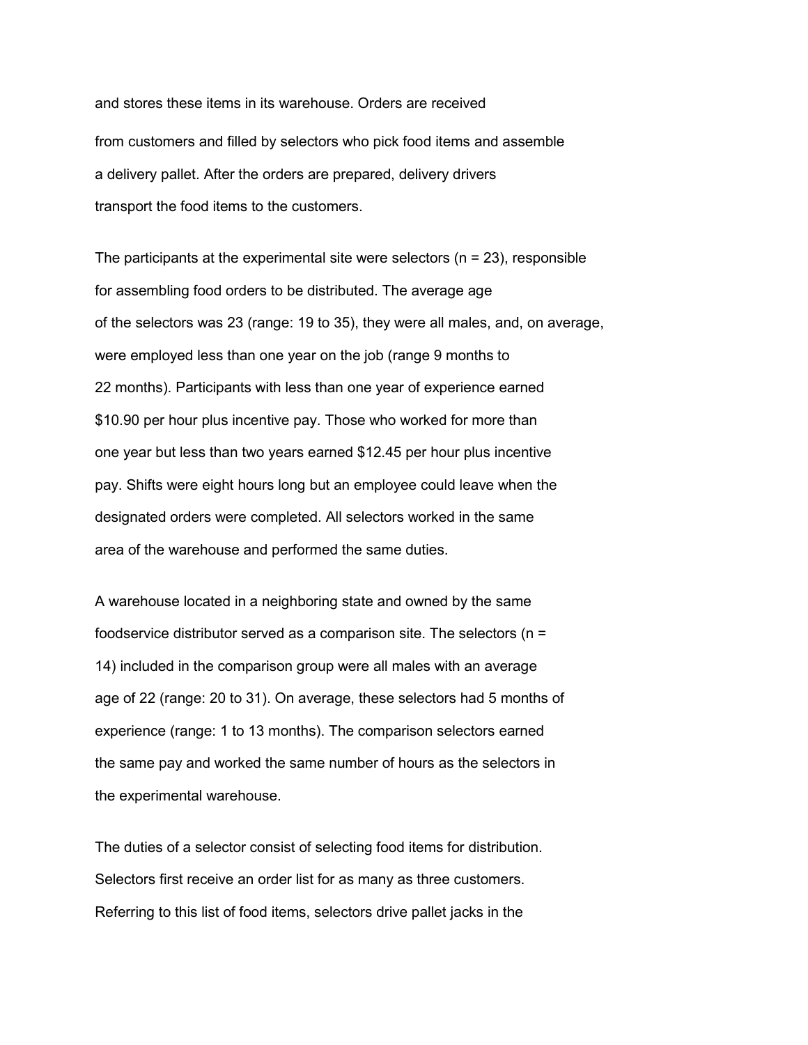and stores these items in its warehouse. Orders are received from customers and filled by selectors who pick food items and assemble a delivery pallet. After the orders are prepared, delivery drivers transport the food items to the customers.

The participants at the experimental site were selectors (n = 23), responsible for assembling food orders to be distributed. The average age of the selectors was 23 (range: 19 to 35), they were all males, and, on average, were employed less than one year on the job (range 9 months to 22 months). Participants with less than one year of experience earned $10.90 per hour plus incentive pay. Those who worked for more than one year but less than two years earned $12.45 per hour plus incentive pay. Shifts were eight hours long but an employee could leave when the designated orders were completed. All selectors worked in the same area of the warehouse and performed the same duties.

A warehouse located in a neighboring state and owned by the same foodservice distributor served as a comparison site. The selectors (n = 14) included in the comparison group were all males with an average age of 22 (range: 20 to 31). On average, these selectors had 5 months of experience (range: 1 to 13 months). The comparison selectors earned the same pay and worked the same number of hours as the selectors in the experimental warehouse.

The duties of a selector consist of selecting food items for distribution. Selectors first receive an order list for as many as three customers. Referring to this list of food items, selectors drive pallet jacks in the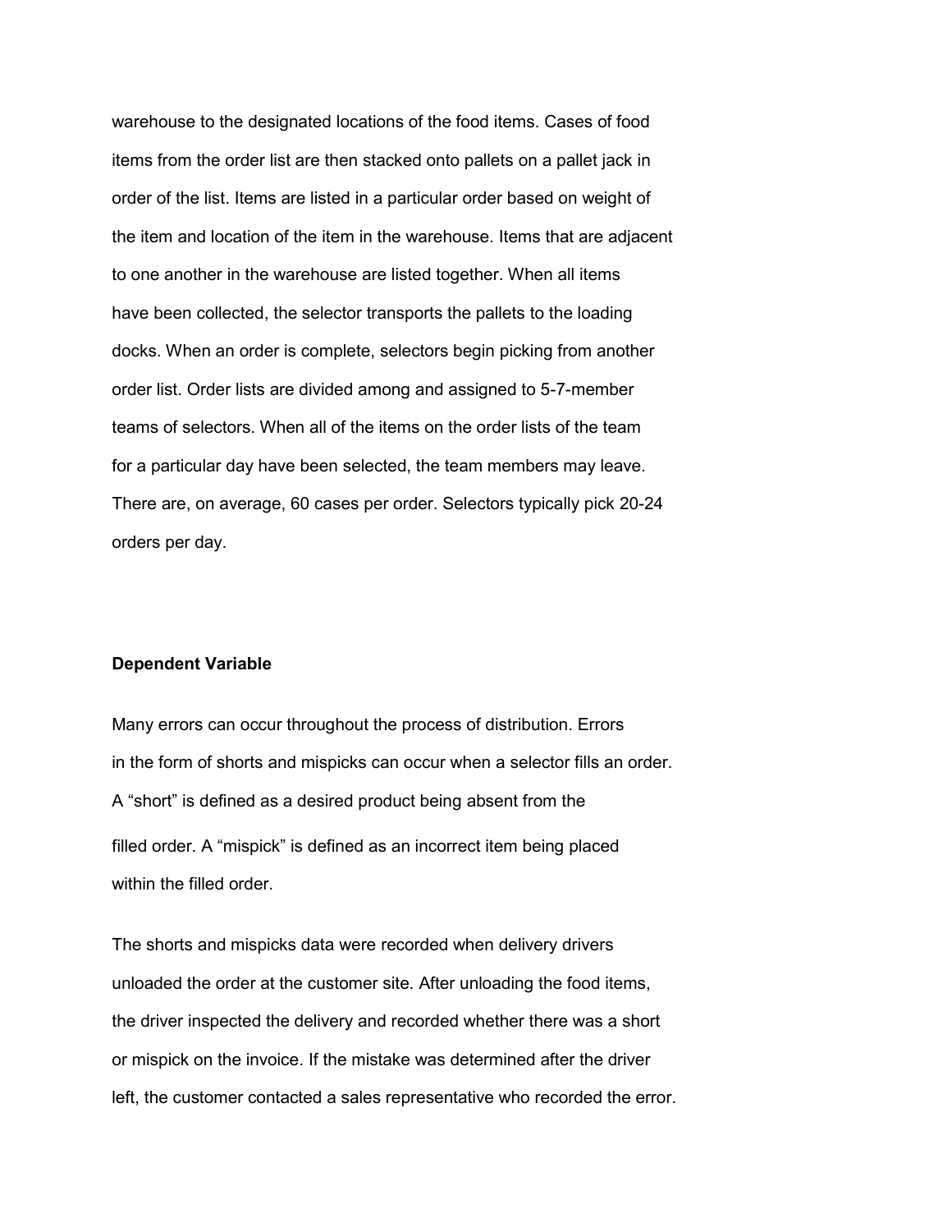warehouse to the designated locations of the food items. Cases of food items from the order list are then stacked onto pallets on a pallet jack in order of the list. Items are listed in a particular order based on weight of the item and location of the item in the warehouse. Items that are adjacent to one another in the warehouse are listed together. When all items have been collected, the selector transports the pallets to the loading docks. When an order is complete, selectors begin picking from another order list. Order lists are divided among and assigned to 5-7-member teams of selectors. When all of the items on the order lists of the team for a particular day have been selected, the team members may leave. There are, on average, 60 cases per order. Selectors typically pick 20-24 orders per day.

**Dependent Variable**

Many errors can occur throughout the process of distribution. Errors in the form of shorts and mispicks can occur when a selector fills an order. A "short" is defined as a desired product being absent from the filled order. A "mispick" is defined as an incorrect item being placed within the filled order.

The shorts and mispicks data were recorded when delivery drivers unloaded the order at the customer site. After unloading the food items, the driver inspected the delivery and recorded whether there was a short or mispick on the invoice. If the mistake was determined after the driver left, the customer contacted a sales representative who recorded the error.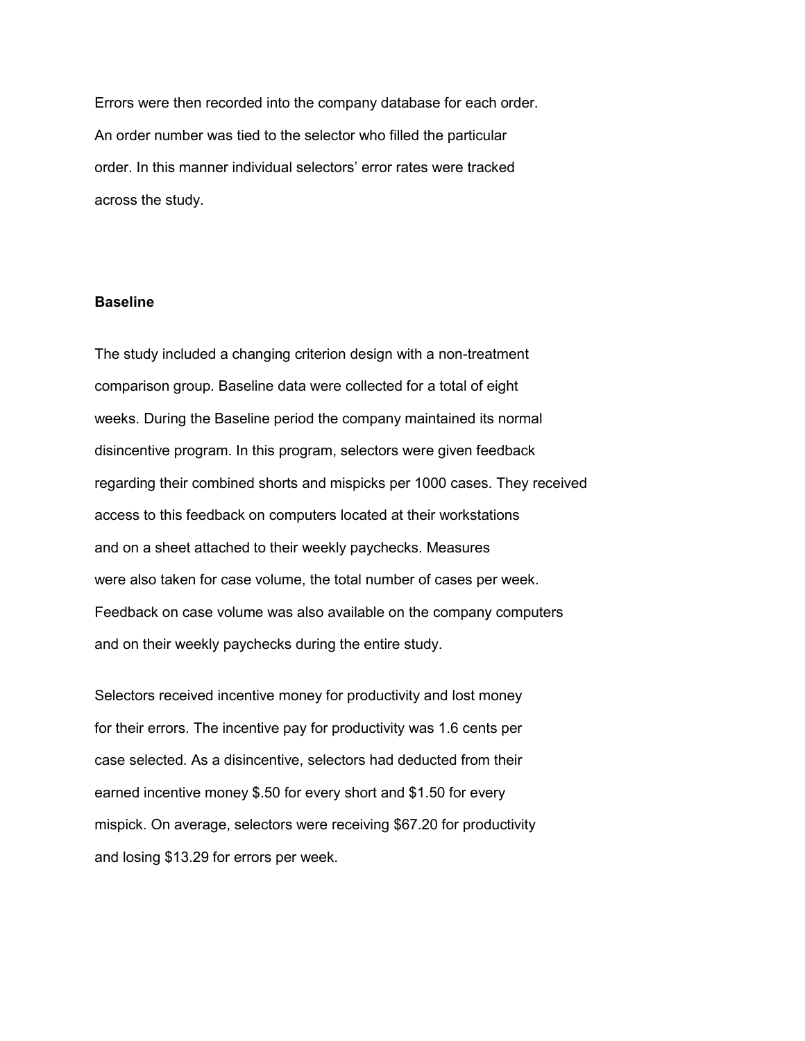Errors were then recorded into the company database for each order. An order number was tied to the selector who filled the particular order. In this manner individual selectors' error rates were tracked across the study.

**Baseline**

The study included a changing criterion design with a non-treatment comparison group. Baseline data were collected for a total of eight weeks. During the Baseline period the company maintained its normal disincentive program. In this program, selectors were given feedback regarding their combined shorts and mispicks per 1000 cases. They received access to this feedback on computers located at their workstations and on a sheet attached to their weekly paychecks. Measures were also taken for case volume, the total number of cases per week. Feedback on case volume was also available on the company computers and on their weekly paychecks during the entire study.

Selectors received incentive money for productivity and lost money for their errors. The incentive pay for productivity was 1.6 cents per case selected. As a disincentive, selectors had deducted from their earned incentive money $.50 for every short and $1.50 for every mispick. On average, selectors were receiving $67.20 for productivity and losing $13.29 for errors per week.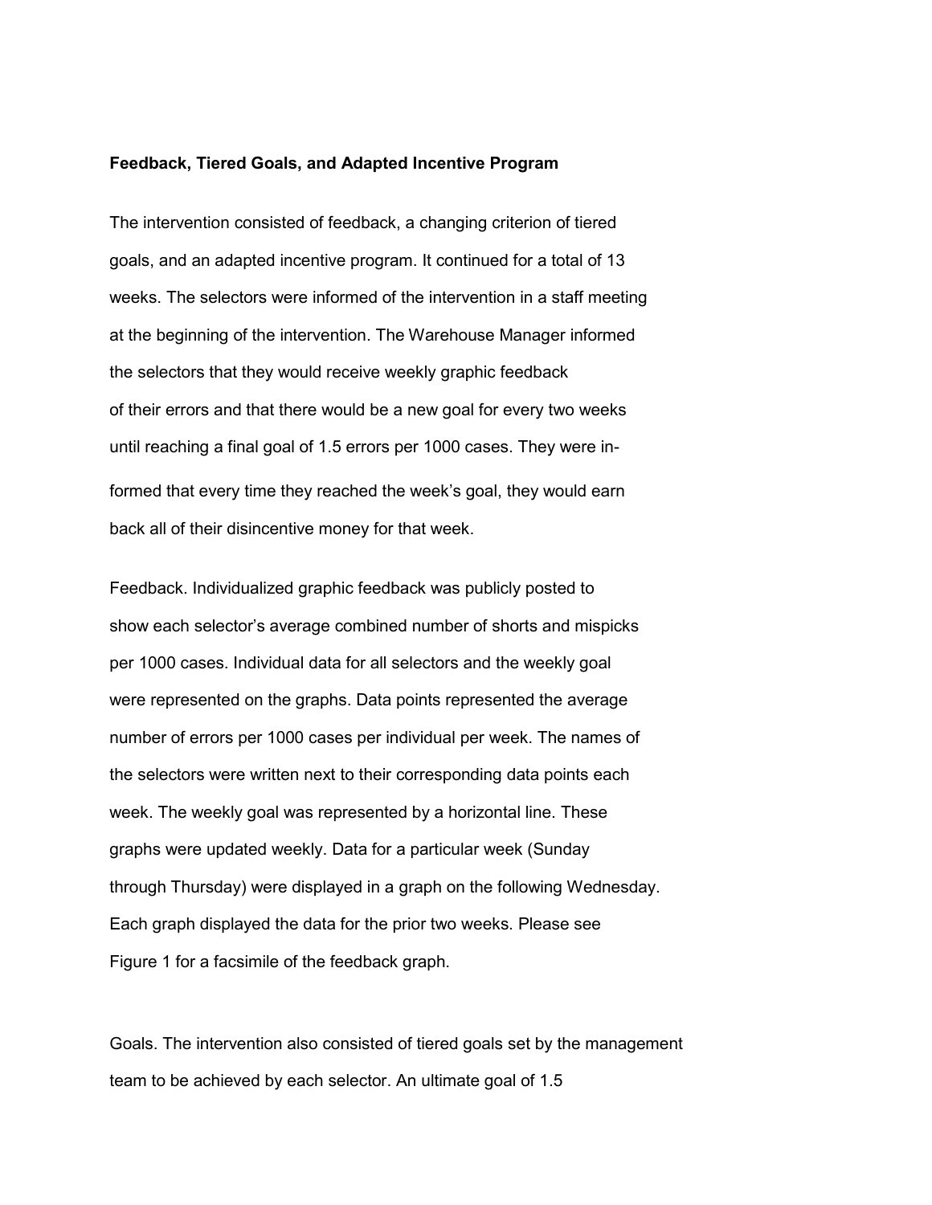**Feedback, Tiered Goals, and Adapted Incentive Program**

The intervention consisted of feedback, a changing criterion of tiered goals, and an adapted incentive program. It continued for a total of 13 weeks. The selectors were informed of the intervention in a staff meeting at the beginning of the intervention. The Warehouse Manager informed the selectors that they would receive weekly graphic feedback of their errors and that there would be a new goal for every two weeks until reaching a final goal of 1.5 errors per 1000 cases. They were informed that every time they reached the week's goal, they would earn back all of their disincentive money for that week.

Feedback. Individualized graphic feedback was publicly posted to show each selector's average combined number of shorts and mispicks per 1000 cases. Individual data for all selectors and the weekly goal were represented on the graphs. Data points represented the average number of errors per 1000 cases per individual per week. The names of the selectors were written next to their corresponding data points each week. The weekly goal was represented by a horizontal line. These graphs were updated weekly. Data for a particular week (Sunday through Thursday) were displayed in a graph on the following Wednesday. Each graph displayed the data for the prior two weeks. Please see Figure 1 for a facsimile of the feedback graph.

Goals. The intervention also consisted of tiered goals set by the management team to be achieved by each selector. An ultimate goal of 1.5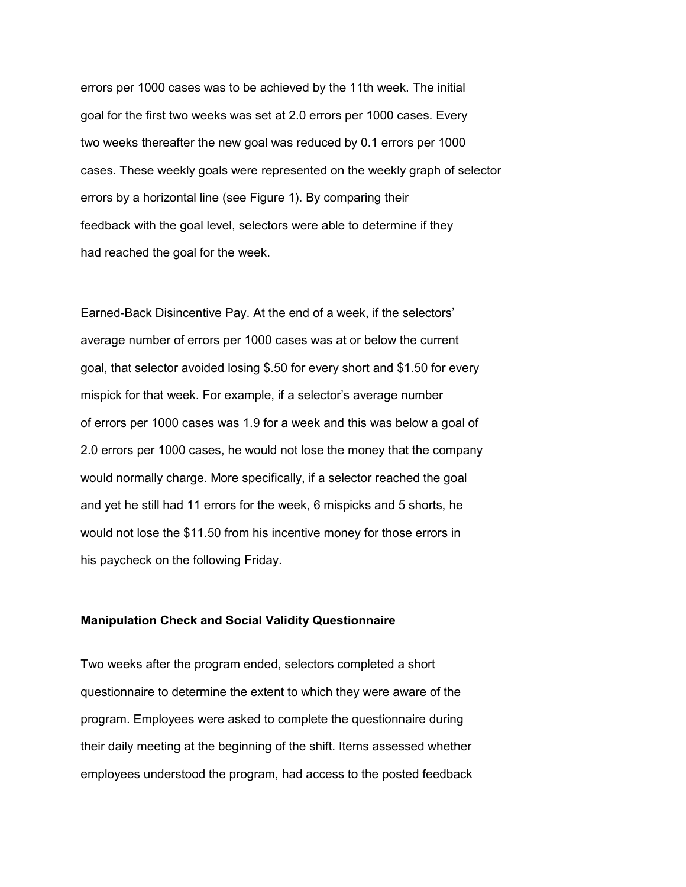errors per 1000 cases was to be achieved by the 11th week. The initial goal for the first two weeks was set at 2.0 errors per 1000 cases. Every two weeks thereafter the new goal was reduced by 0.1 errors per 1000 cases. These weekly goals were represented on the weekly graph of selector errors by a horizontal line (see Figure 1). By comparing their feedback with the goal level, selectors were able to determine if they had reached the goal for the week.

Earned-Back Disincentive Pay. At the end of a week, if the selectors' average number of errors per 1000 cases was at or below the current goal, that selector avoided losing $.50 for every short and $1.50 for every mispick for that week. For example, if a selector's average number of errors per 1000 cases was 1.9 for a week and this was below a goal of 2.0 errors per 1000 cases, he would not lose the money that the company would normally charge. More specifically, if a selector reached the goal and yet he still had 11 errors for the week, 6 mispicks and 5 shorts, he would not lose the $11.50 from his incentive money for those errors in his paycheck on the following Friday.

**Manipulation Check and Social Validity Questionnaire**

Two weeks after the program ended, selectors completed a short questionnaire to determine the extent to which they were aware of the program. Employees were asked to complete the questionnaire during their daily meeting at the beginning of the shift. Items assessed whether employees understood the program, had access to the posted feedback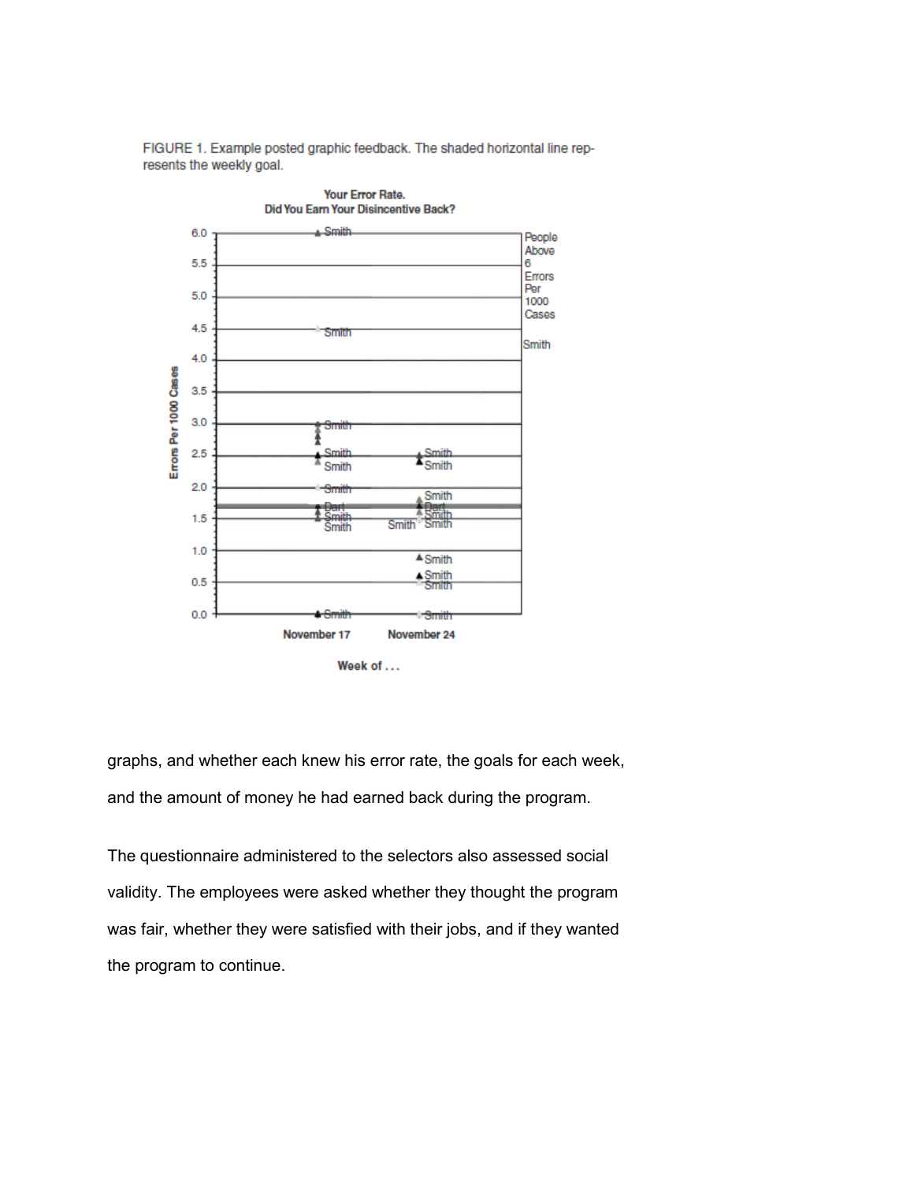FIGURE 1. Example posted graphic feedback. The shaded horizontal line represents the weekly goal.

graphs, and whether each knew his error rate, the goals for each week, and the amount of money he had earned back during the program.

The questionnaire administered to the selectors also assessed social validity. The employees were asked whether they thought the program was fair, whether they were satisfied with their jobs, and if they wanted the program to continue.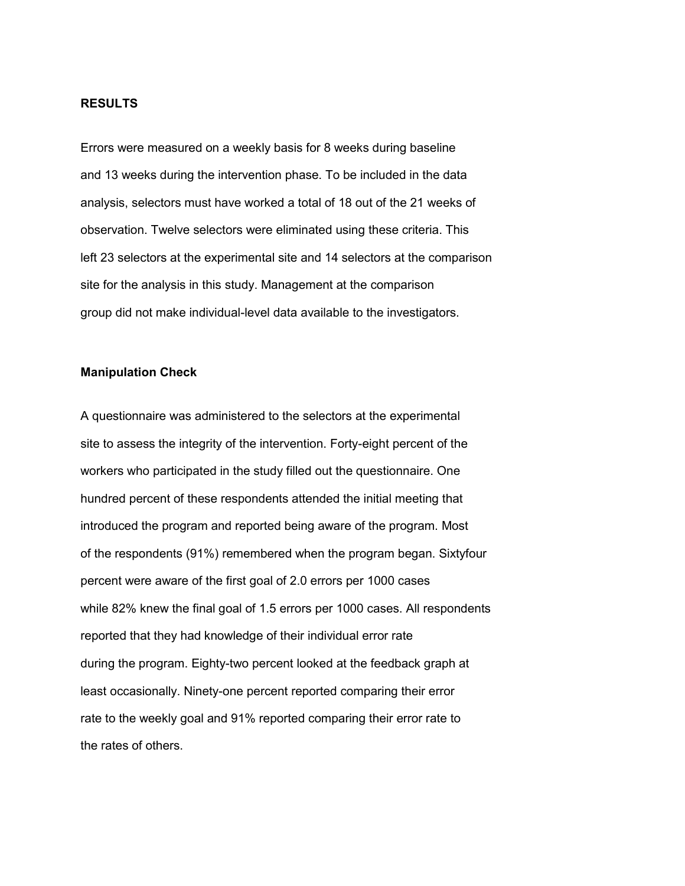## RESULTS

Errors were measured on a weekly basis for 8 weeks during baseline and 13 weeks during the intervention phase. To be included in the data analysis, selectors must have worked a total of 18 out of the 21 weeks of observation. Twelve selectors were eliminated using these criteria. This left 23 selectors at the experimental site and 14 selectors at the comparison site for the analysis in this study. Management at the comparison group did not make individual-level data available to the investigators.

### Manipulation Check

A questionnaire was administered to the selectors at the experimental site to assess the integrity of the intervention. Forty-eight percent of the workers who participated in the study filled out the questionnaire. One hundred percent of these respondents attended the initial meeting that introduced the program and reported being aware of the program. Most of the respondents (91%) remembered when the program began. Sixtyfour percent were aware of the first goal of 2.0 errors per 1000 cases while 82% knew the final goal of 1.5 errors per 1000 cases. All respondents reported that they had knowledge of their individual error rate during the program. Eighty-two percent looked at the feedback graph at least occasionally. Ninety-one percent reported comparing their error rate to the weekly goal and 91% reported comparing their error rate to the rates of others.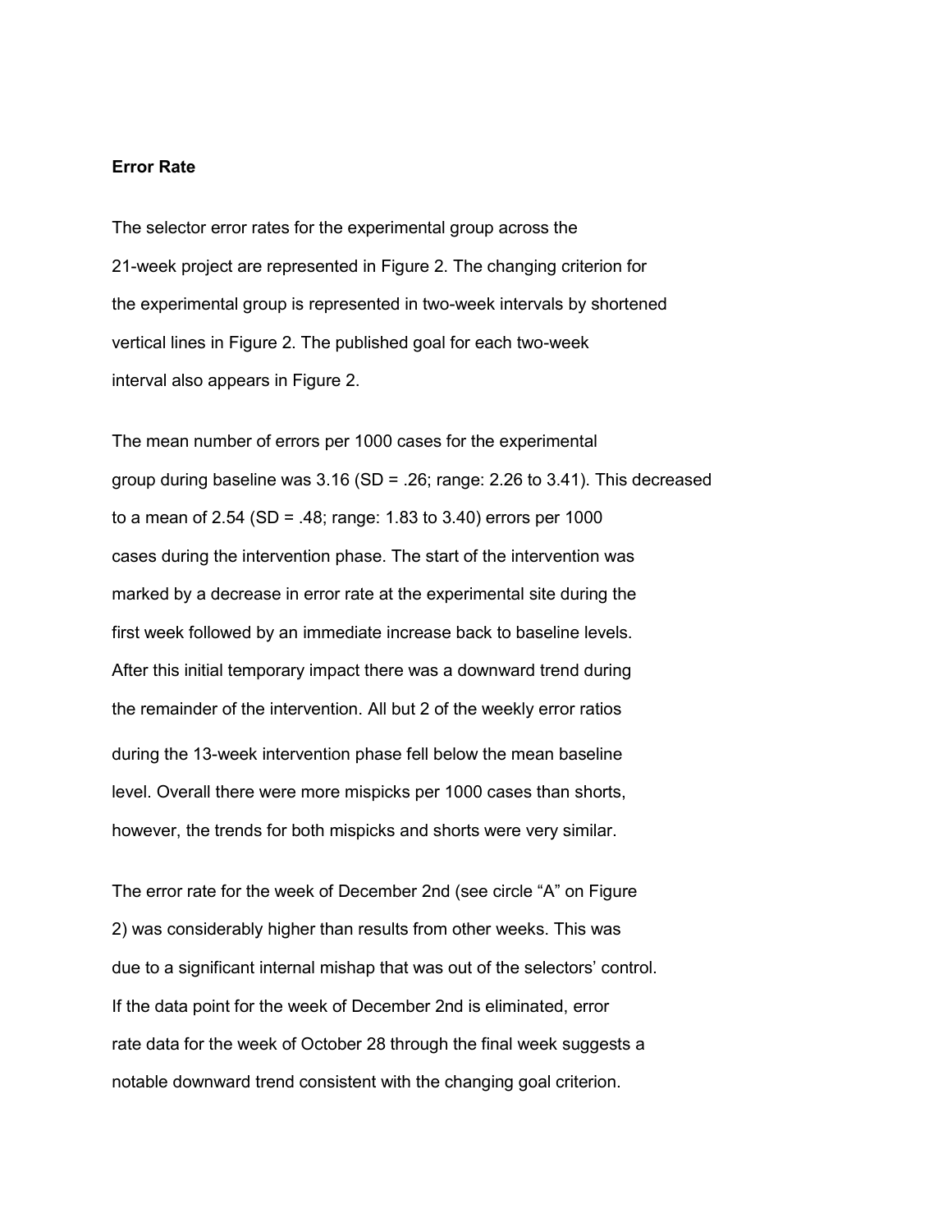**Error Rate**

The selector error rates for the experimental group across the 21-week project are represented in Figure 2. The changing criterion for the experimental group is represented in two-week intervals by shortened vertical lines in Figure 2. The published goal for each two-week interval also appears in Figure 2.

The mean number of errors per 1000 cases for the experimental group during baseline was 3.16 (SD = .26; range: 2.26 to 3.41). This decreased to a mean of 2.54 (SD = .48; range: 1.83 to 3.40) errors per 1000 cases during the intervention phase. The start of the intervention was marked by a decrease in error rate at the experimental site during the first week followed by an immediate increase back to baseline levels. After this initial temporary impact there was a downward trend during the remainder of the intervention. All but 2 of the weekly error ratios during the 13-week intervention phase fell below the mean baseline level. Overall there were more mispicks per 1000 cases than shorts, however, the trends for both mispicks and shorts were very similar.

The error rate for the week of December 2nd (see circle "A" on Figure 2) was considerably higher than results from other weeks. This was due to a significant internal mishap that was out of the selectors' control. If the data point for the week of December 2nd is eliminated, error rate data for the week of October 28 through the final week suggests a notable downward trend consistent with the changing goal criterion.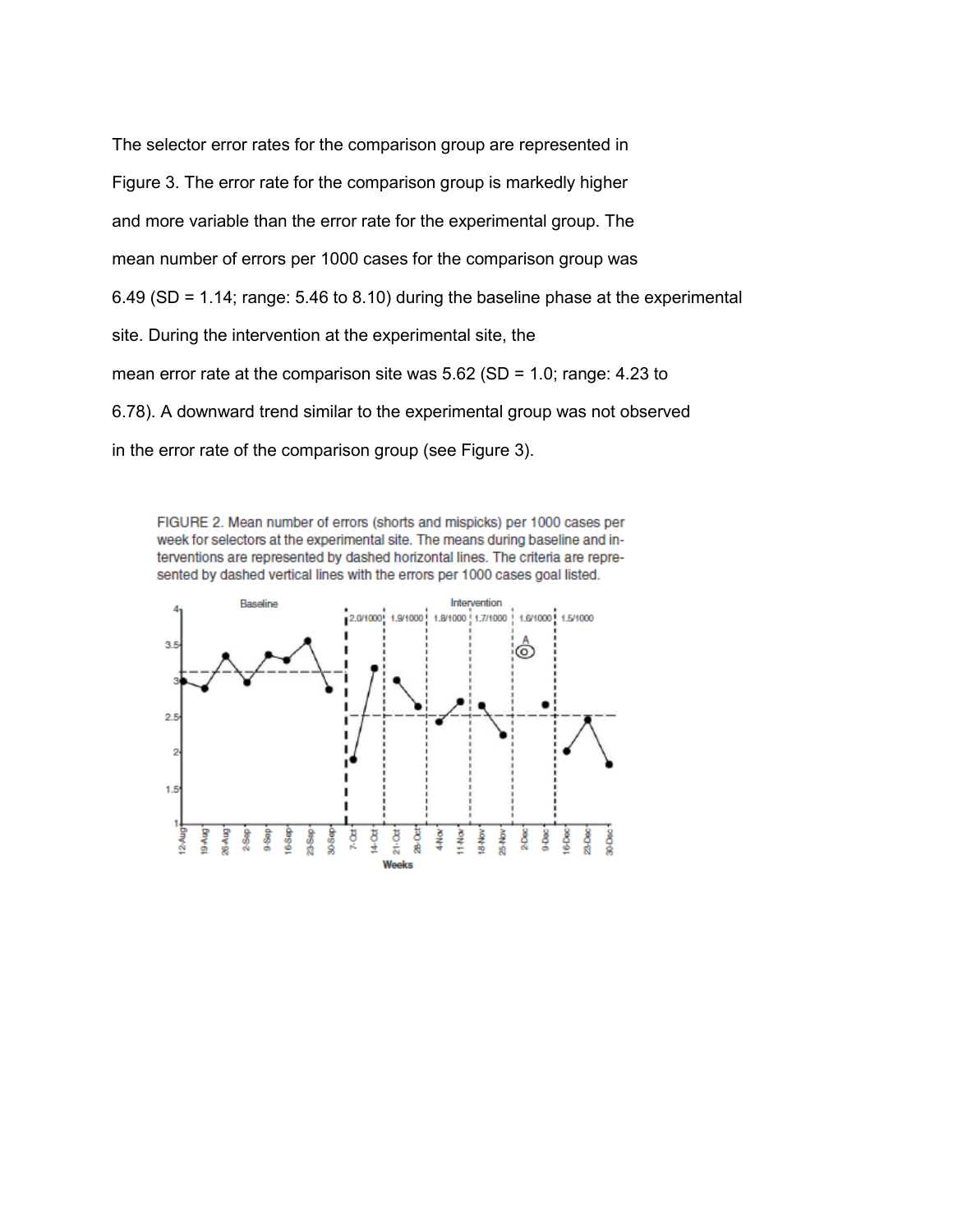The selector error rates for the comparison group are represented in Figure 3. The error rate for the comparison group is markedly higher and more variable than the error rate for the experimental group. The mean number of errors per 1000 cases for the comparison group was 6.49 (SD = 1.14; range: 5.46 to 8.10) during the baseline phase at the experimental site. During the intervention at the experimental site, the mean error rate at the comparison site was 5.62 (SD = 1.0; range: 4.23 to 6.78). A downward trend similar to the experimental group was not observed in the error rate of the comparison group (see Figure 3).

FIGURE 2. Mean number of errors (shorts and mispicks) per 1000 cases per week for selectors at the experimental site. The means during baseline and interventions are represented by dashed horizontal lines. The criteria are represented by dashed vertical lines with the errors per 1000 cases goal listed.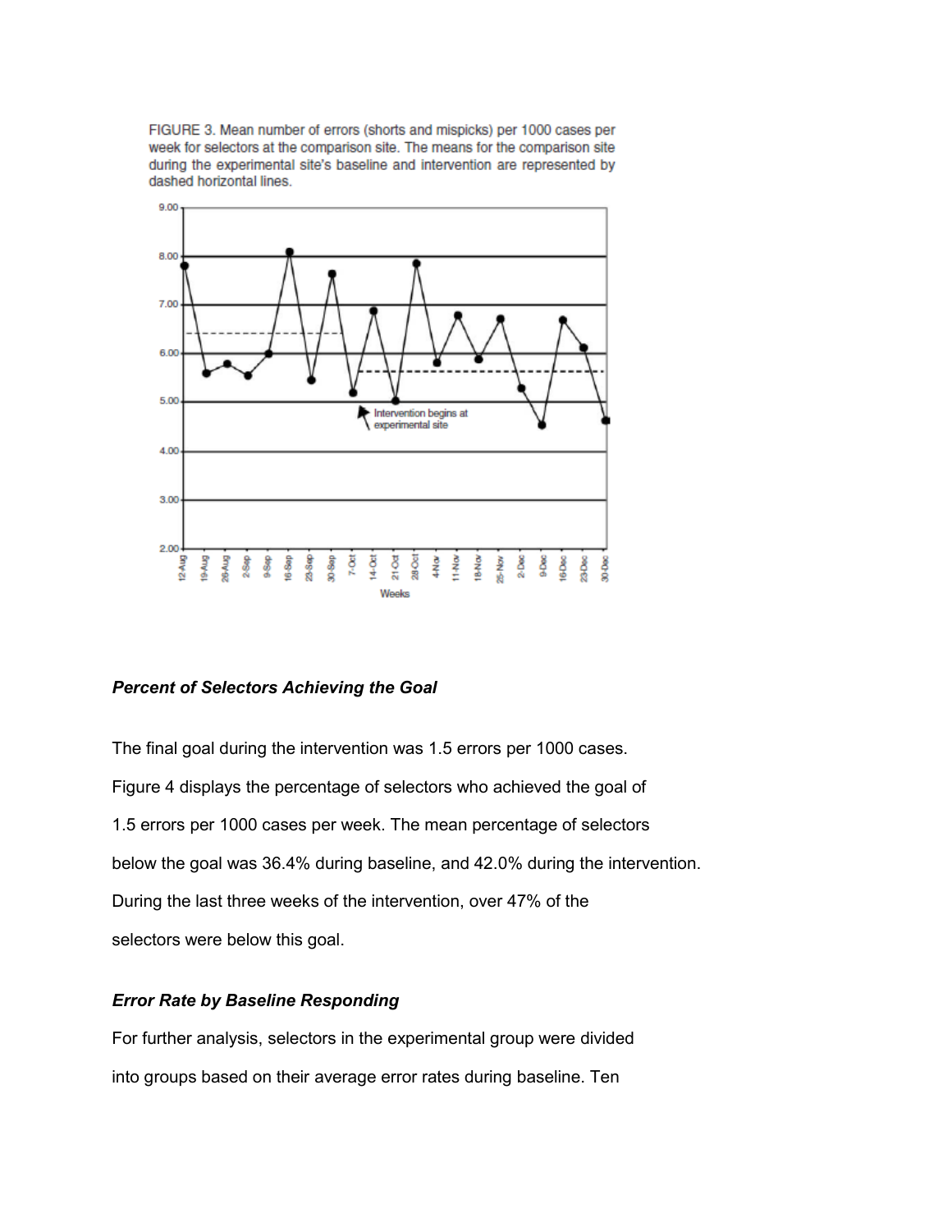FIGURE 3. Mean number of errors (shorts and mispicks) per 1000 cases per week for selectors at the comparison site. The means for the comparison site during the experimental site's baseline and intervention are represented by dashed horizontal lines.

### *Percent of Selectors Achieving the Goal*

The final goal during the intervention was 1.5 errors per 1000 cases. Figure 4 displays the percentage of selectors who achieved the goal of 1.5 errors per 1000 cases per week. The mean percentage of selectors below the goal was 36.4% during baseline, and 42.0% during the intervention. During the last three weeks of the intervention, over 47% of the selectors were below this goal.

### *Error Rate by Baseline Responding*

For further analysis, selectors in the experimental group were divided into groups based on their average error rates during baseline. Ten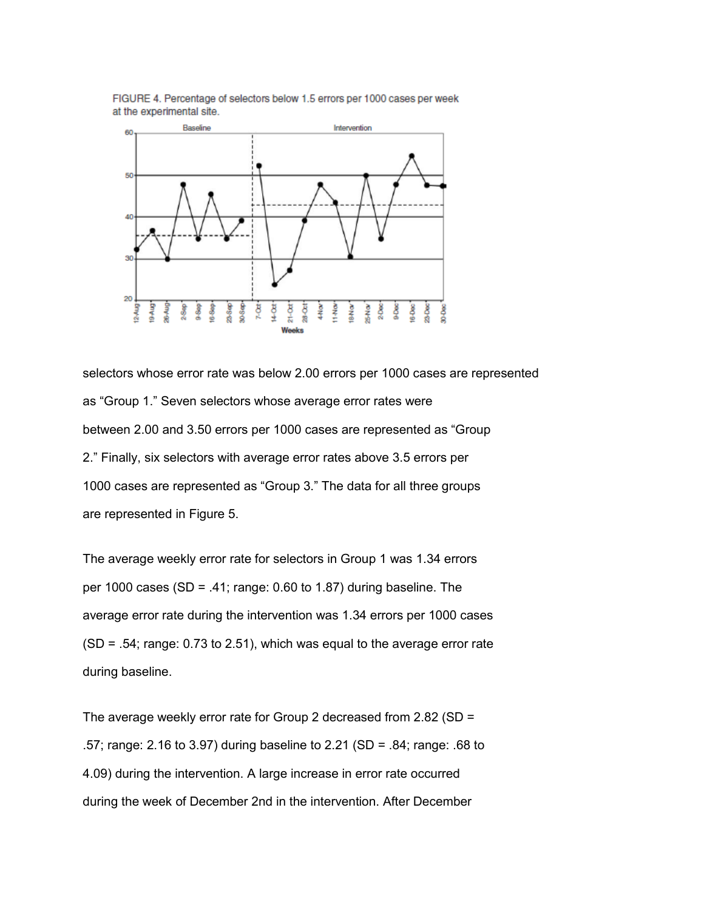FIGURE 4. Percentage of selectors below 1.5 errors per 1000 cases per week at the experimental site.

selectors whose error rate was below 2.00 errors per 1000 cases are represented as “Group 1.” Seven selectors whose average error rates were between 2.00 and 3.50 errors per 1000 cases are represented as “Group 2.” Finally, six selectors with average error rates above 3.5 errors per 1000 cases are represented as “Group 3.” The data for all three groups are represented in Figure 5.

The average weekly error rate for selectors in Group 1 was 1.34 errors per 1000 cases (SD = .41; range: 0.60 to 1.87) during baseline. The average error rate during the intervention was 1.34 errors per 1000 cases (SD = .54; range: 0.73 to 2.51), which was equal to the average error rate during baseline.

The average weekly error rate for Group 2 decreased from 2.82 (SD = .57; range: 2.16 to 3.97) during baseline to 2.21 (SD = .84; range: .68 to 4.09) during the intervention. A large increase in error rate occurred during the week of December 2nd in the intervention. After December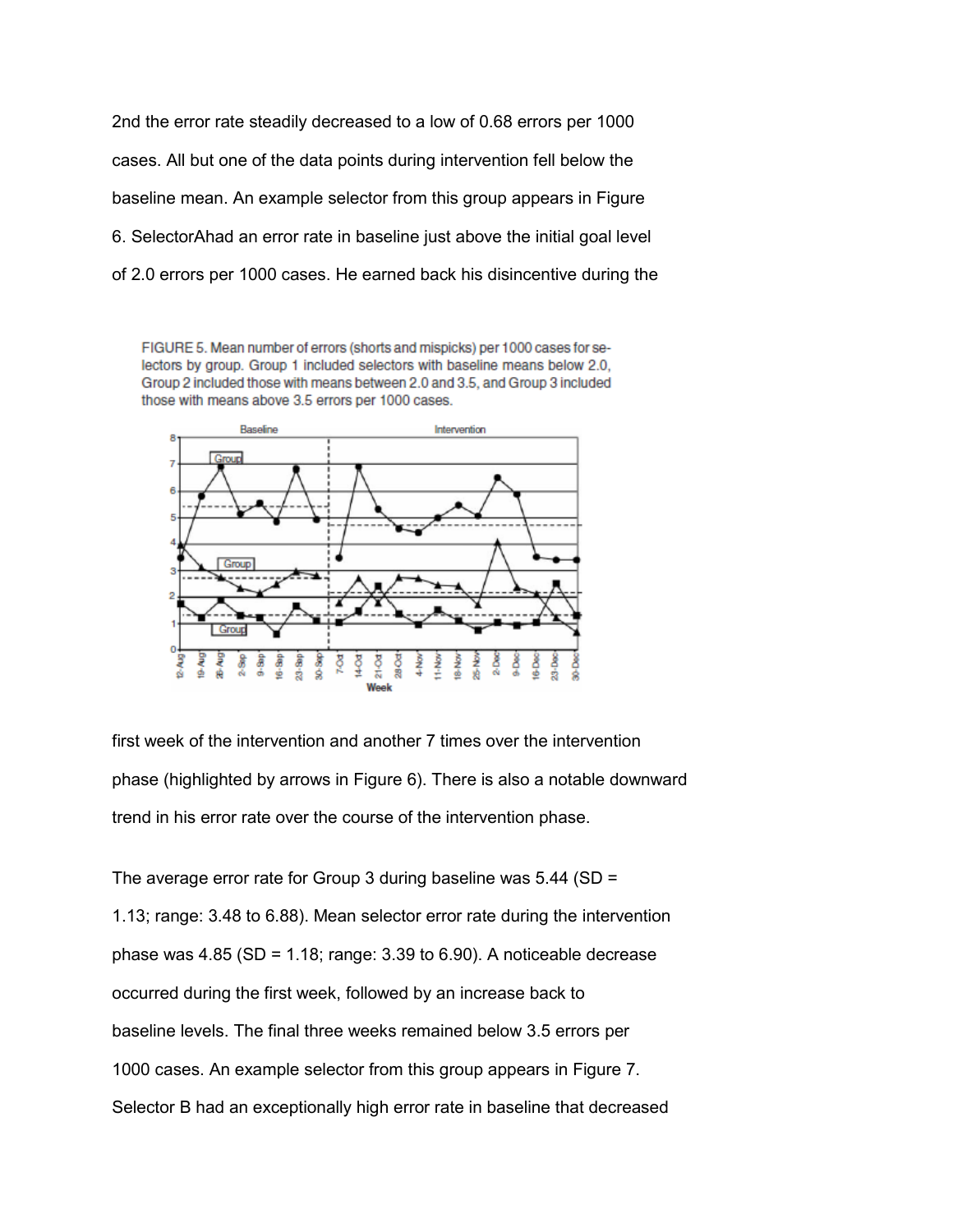2nd the error rate steadily decreased to a low of 0.68 errors per 1000 cases. All but one of the data points during intervention fell below the baseline mean. An example selector from this group appears in Figure 6. SelectorAhad an error rate in baseline just above the initial goal level of 2.0 errors per 1000 cases. He earned back his disincentive during the

FIGURE 5. Mean number of errors (shorts and mispicks) per 1000 cases for selectors by group. Group 1 included selectors with baseline means below 2.0, Group 2 included those with means between 2.0 and 3.5, and Group 3 included those with means above 3.5 errors per 1000 cases.

first week of the intervention and another 7 times over the intervention phase (highlighted by arrows in Figure 6). There is also a notable downward trend in his error rate over the course of the intervention phase.

The average error rate for Group 3 during baseline was 5.44 (SD = 1.13; range: 3.48 to 6.88). Mean selector error rate during the intervention phase was 4.85 (SD = 1.18; range: 3.39 to 6.90). A noticeable decrease occurred during the first week, followed by an increase back to baseline levels. The final three weeks remained below 3.5 errors per 1000 cases. An example selector from this group appears in Figure 7. Selector B had an exceptionally high error rate in baseline that decreased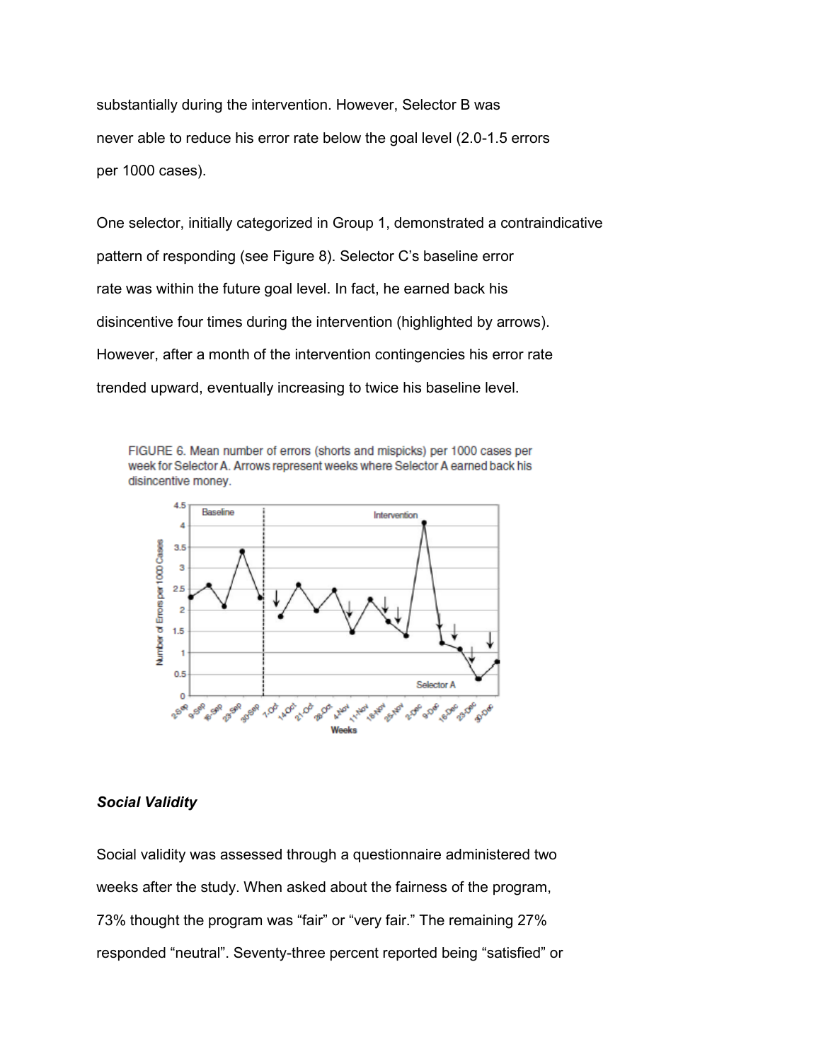substantially during the intervention. However, Selector B was never able to reduce his error rate below the goal level (2.0-1.5 errors per 1000 cases).

One selector, initially categorized in Group 1, demonstrated a contraindicative pattern of responding (see Figure 8). Selector C's baseline error rate was within the future goal level. In fact, he earned back his disincentive four times during the intervention (highlighted by arrows). However, after a month of the intervention contingencies his error rate trended upward, eventually increasing to twice his baseline level.

FIGURE 6. Mean number of errors (shorts and mispicks) per 1000 cases per week for Selector A. Arrows represent weeks where Selector A earned back his disincentive money.

### *Social Validity*

Social validity was assessed through a questionnaire administered two weeks after the study. When asked about the fairness of the program, 73% thought the program was "fair" or "very fair." The remaining 27% responded "neutral". Seventy-three percent reported being "satisfied" or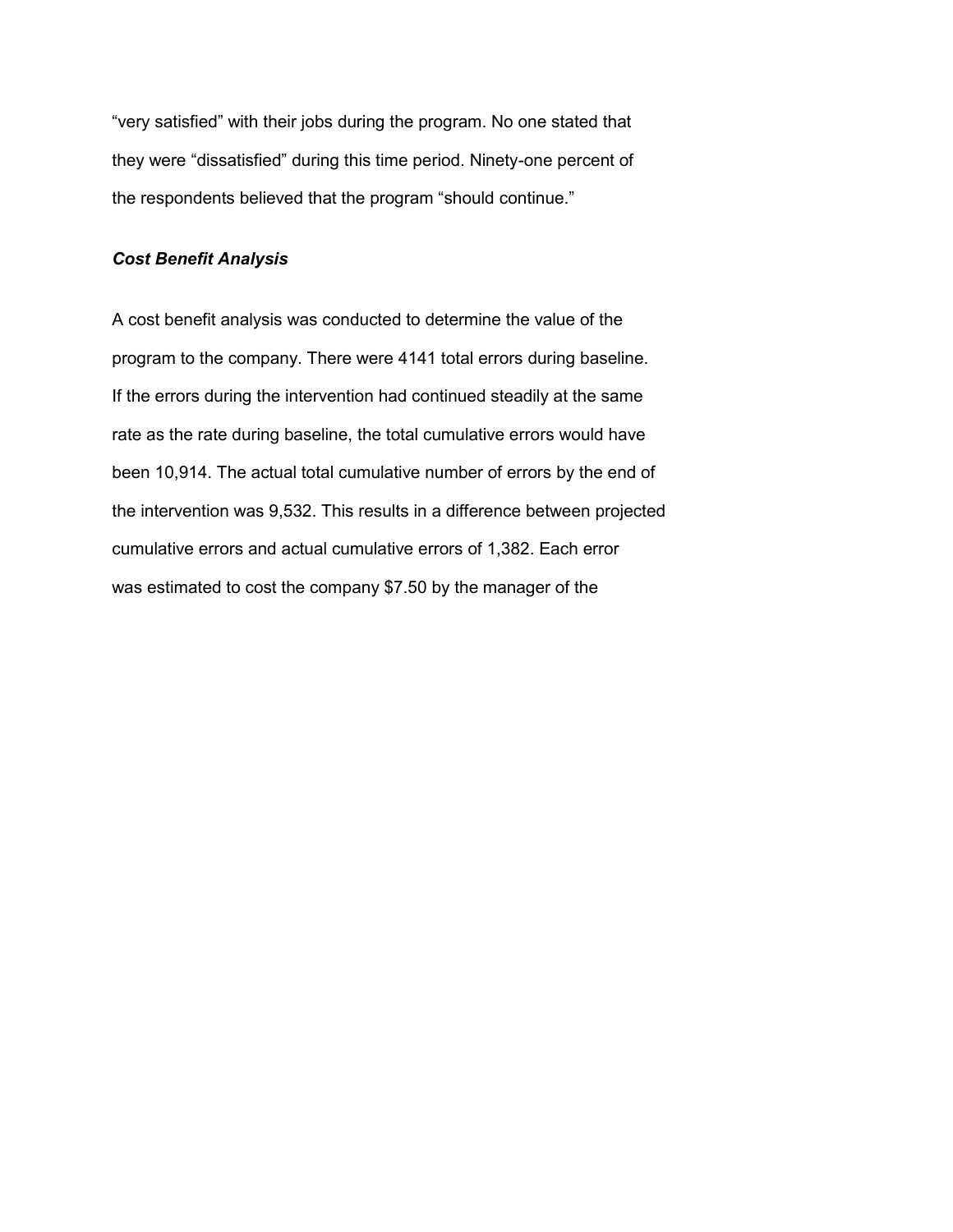“very satisfied” with their jobs during the program. No one stated that they were “dissatisfied” during this time period. Ninety-one percent of the respondents believed that the program “should continue.”

### *Cost Benefit Analysis*

A cost benefit analysis was conducted to determine the value of the program to the company. There were 4141 total errors during baseline. If the errors during the intervention had continued steadily at the same rate as the rate during baseline, the total cumulative errors would have been 10,914. The actual total cumulative number of errors by the end of the intervention was 9,532. This results in a difference between projected cumulative errors and actual cumulative errors of 1,382. Each error was estimated to cost the company $7.50 by the manager of the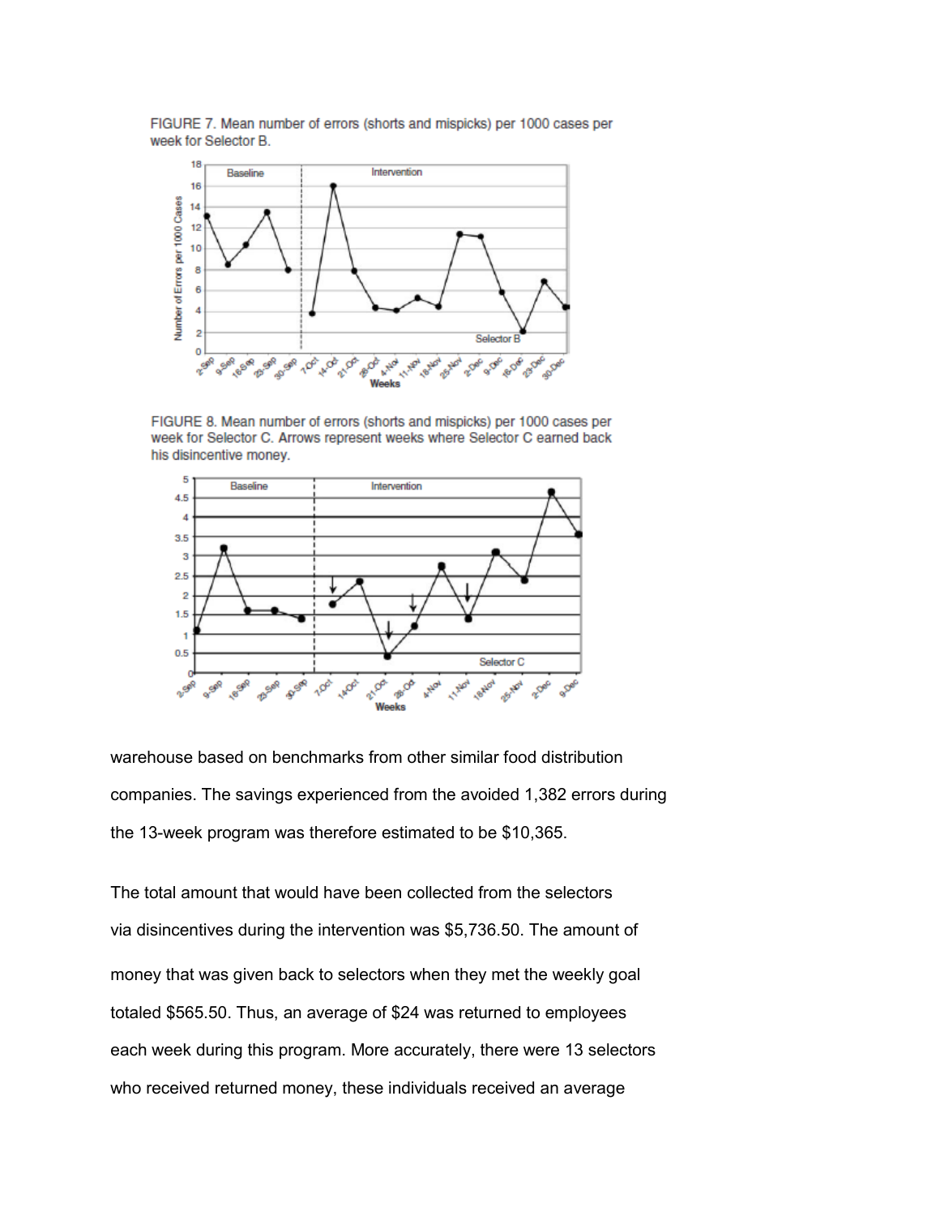FIGURE 7. Mean number of errors (shorts and mispicks) per 1000 cases per week for Selector B.

FIGURE 8. Mean number of errors (shorts and mispicks) per 1000 cases per week for Selector C. Arrows represent weeks where Selector C earned back his disincentive money.

warehouse based on benchmarks from other similar food distribution companies. The savings experienced from the avoided 1,382 errors during the 13-week program was therefore estimated to be $10,365.

The total amount that would have been collected from the selectors via disincentives during the intervention was $5,736.50. The amount of money that was given back to selectors when they met the weekly goal totaled $565.50. Thus, an average of $24 was returned to employees each week during this program. More accurately, there were 13 selectors who received returned money, these individuals received an average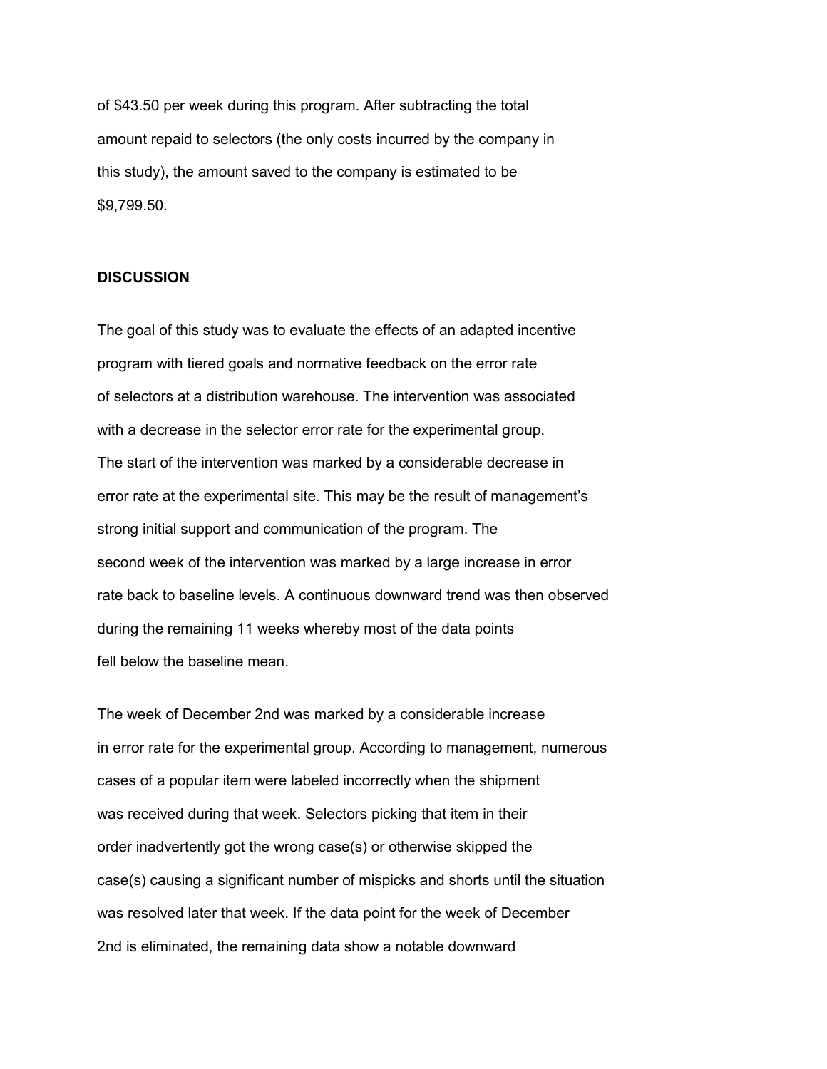of $43.50 per week during this program. After subtracting the total amount repaid to selectors (the only costs incurred by the company in this study), the amount saved to the company is estimated to be $9,799.50.

## DISCUSSION

The goal of this study was to evaluate the effects of an adapted incentive program with tiered goals and normative feedback on the error rate of selectors at a distribution warehouse. The intervention was associated with a decrease in the selector error rate for the experimental group. The start of the intervention was marked by a considerable decrease in error rate at the experimental site. This may be the result of management's strong initial support and communication of the program. The second week of the intervention was marked by a large increase in error rate back to baseline levels. A continuous downward trend was then observed during the remaining 11 weeks whereby most of the data points fell below the baseline mean.

The week of December 2nd was marked by a considerable increase in error rate for the experimental group. According to management, numerous cases of a popular item were labeled incorrectly when the shipment was received during that week. Selectors picking that item in their order inadvertently got the wrong case(s) or otherwise skipped the case(s) causing a significant number of mispicks and shorts until the situation was resolved later that week. If the data point for the week of December 2nd is eliminated, the remaining data show a notable downward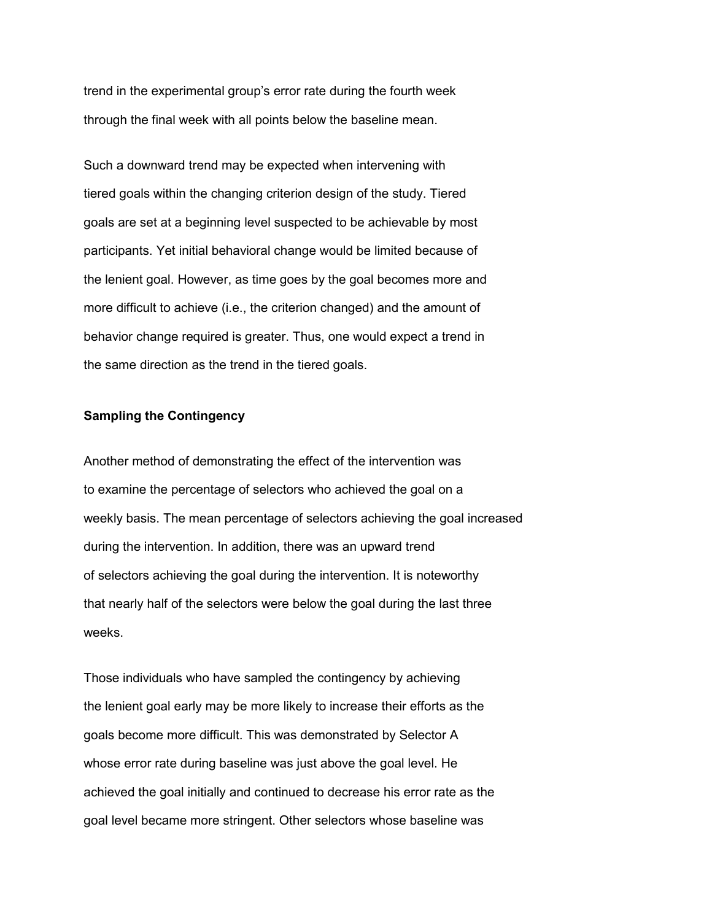trend in the experimental group's error rate during the fourth week through the final week with all points below the baseline mean.

Such a downward trend may be expected when intervening with tiered goals within the changing criterion design of the study. Tiered goals are set at a beginning level suspected to be achievable by most participants. Yet initial behavioral change would be limited because of the lenient goal. However, as time goes by the goal becomes more and more difficult to achieve (i.e., the criterion changed) and the amount of behavior change required is greater. Thus, one would expect a trend in the same direction as the trend in the tiered goals.

**Sampling the Contingency**

Another method of demonstrating the effect of the intervention was to examine the percentage of selectors who achieved the goal on a weekly basis. The mean percentage of selectors achieving the goal increased during the intervention. In addition, there was an upward trend of selectors achieving the goal during the intervention. It is noteworthy that nearly half of the selectors were below the goal during the last three weeks.

Those individuals who have sampled the contingency by achieving the lenient goal early may be more likely to increase their efforts as the goals become more difficult. This was demonstrated by Selector A whose error rate during baseline was just above the goal level. He achieved the goal initially and continued to decrease his error rate as the goal level became more stringent. Other selectors whose baseline was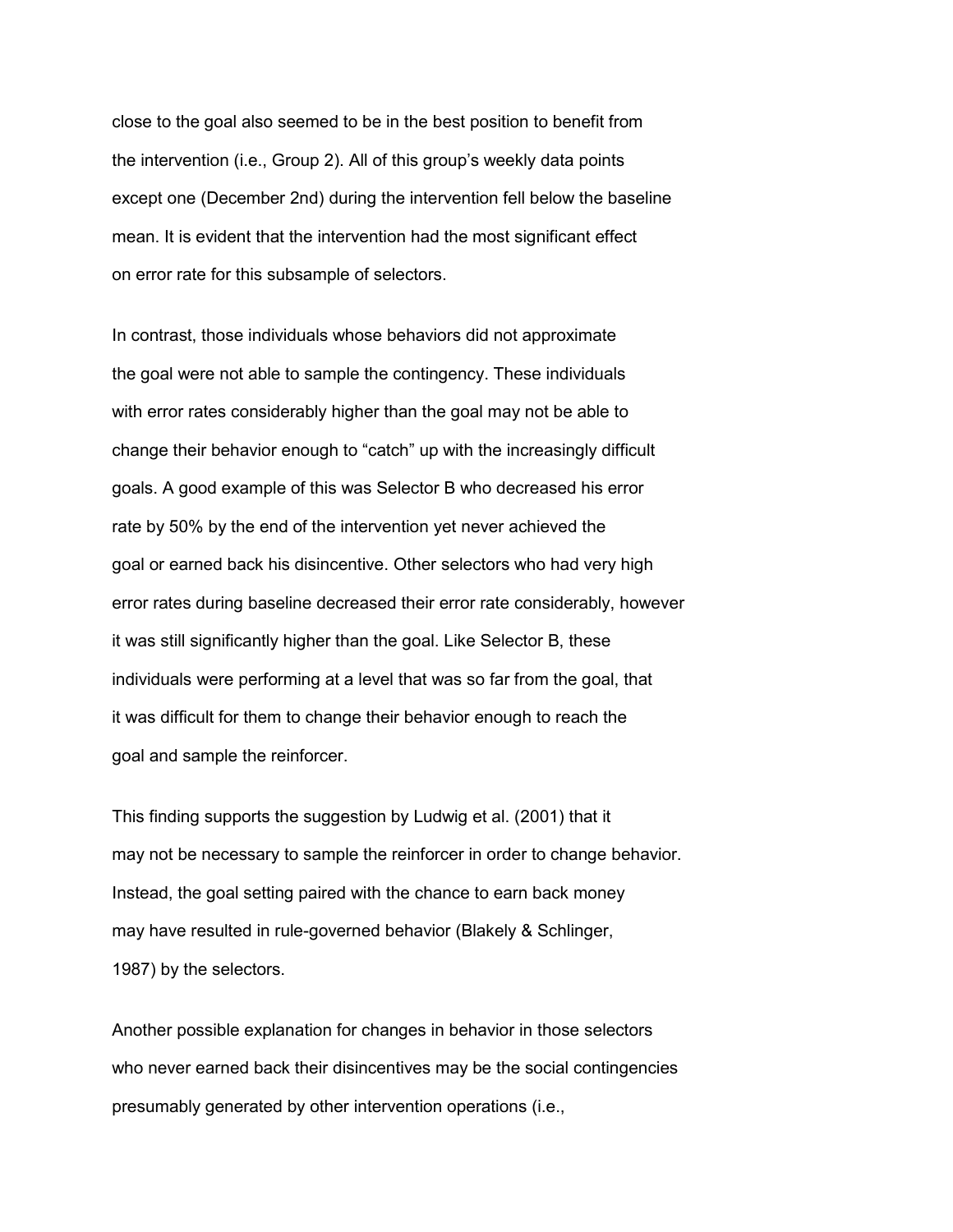close to the goal also seemed to be in the best position to benefit from the intervention (i.e., Group 2). All of this group's weekly data points except one (December 2nd) during the intervention fell below the baseline mean. It is evident that the intervention had the most significant effect on error rate for this subsample of selectors.

In contrast, those individuals whose behaviors did not approximate the goal were not able to sample the contingency. These individuals with error rates considerably higher than the goal may not be able to change their behavior enough to "catch" up with the increasingly difficult goals. A good example of this was Selector B who decreased his error rate by 50% by the end of the intervention yet never achieved the goal or earned back his disincentive. Other selectors who had very high error rates during baseline decreased their error rate considerably, however it was still significantly higher than the goal. Like Selector B, these individuals were performing at a level that was so far from the goal, that it was difficult for them to change their behavior enough to reach the goal and sample the reinforcer.

This finding supports the suggestion by Ludwig et al. (2001) that it may not be necessary to sample the reinforcer in order to change behavior. Instead, the goal setting paired with the chance to earn back money may have resulted in rule-governed behavior (Blakely & Schlinger, 1987) by the selectors.

Another possible explanation for changes in behavior in those selectors who never earned back their disincentives may be the social contingencies presumably generated by other intervention operations (i.e.,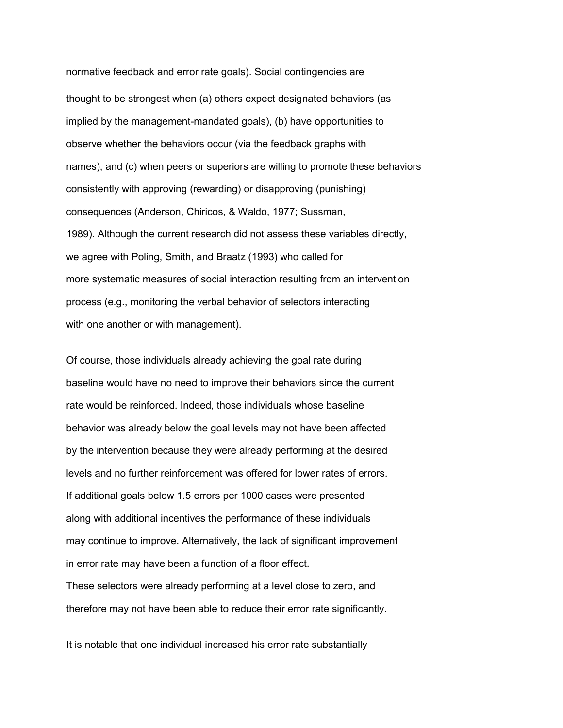normative feedback and error rate goals). Social contingencies are thought to be strongest when (a) others expect designated behaviors (as implied by the management-mandated goals), (b) have opportunities to observe whether the behaviors occur (via the feedback graphs with names), and (c) when peers or superiors are willing to promote these behaviors consistently with approving (rewarding) or disapproving (punishing) consequences (Anderson, Chiricos, & Waldo, 1977; Sussman, 1989). Although the current research did not assess these variables directly, we agree with Poling, Smith, and Braatz (1993) who called for more systematic measures of social interaction resulting from an intervention process (e.g., monitoring the verbal behavior of selectors interacting with one another or with management).

Of course, those individuals already achieving the goal rate during baseline would have no need to improve their behaviors since the current rate would be reinforced. Indeed, those individuals whose baseline behavior was already below the goal levels may not have been affected by the intervention because they were already performing at the desired levels and no further reinforcement was offered for lower rates of errors. If additional goals below 1.5 errors per 1000 cases were presented along with additional incentives the performance of these individuals may continue to improve. Alternatively, the lack of significant improvement in error rate may have been a function of a floor effect. These selectors were already performing at a level close to zero, and therefore may not have been able to reduce their error rate significantly.

It is notable that one individual increased his error rate substantially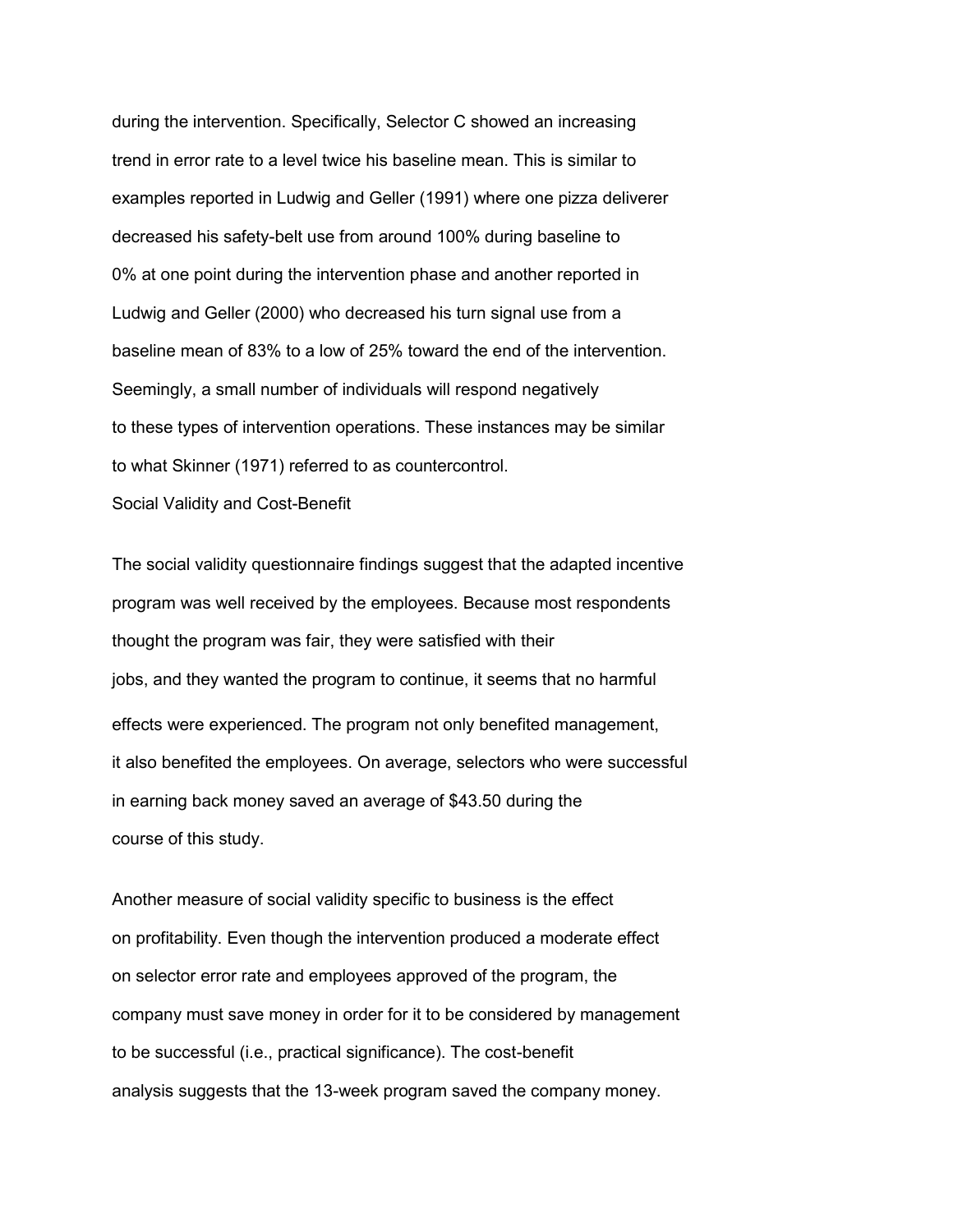during the intervention. Specifically, Selector C showed an increasing trend in error rate to a level twice his baseline mean. This is similar to examples reported in Ludwig and Geller (1991) where one pizza deliverer decreased his safety-belt use from around 100% during baseline to 0% at one point during the intervention phase and another reported in Ludwig and Geller (2000) who decreased his turn signal use from a baseline mean of 83% to a low of 25% toward the end of the intervention. Seemingly, a small number of individuals will respond negatively to these types of intervention operations. These instances may be similar to what Skinner (1971) referred to as countercontrol.

## Social Validity and Cost-Benefit

The social validity questionnaire findings suggest that the adapted incentive program was well received by the employees. Because most respondents thought the program was fair, they were satisfied with their jobs, and they wanted the program to continue, it seems that no harmful effects were experienced. The program not only benefited management, it also benefited the employees. On average, selectors who were successful in earning back money saved an average of $43.50 during the course of this study.

Another measure of social validity specific to business is the effect on profitability. Even though the intervention produced a moderate effect on selector error rate and employees approved of the program, the company must save money in order for it to be considered by management to be successful (i.e., practical significance). The cost-benefit analysis suggests that the 13-week program saved the company money.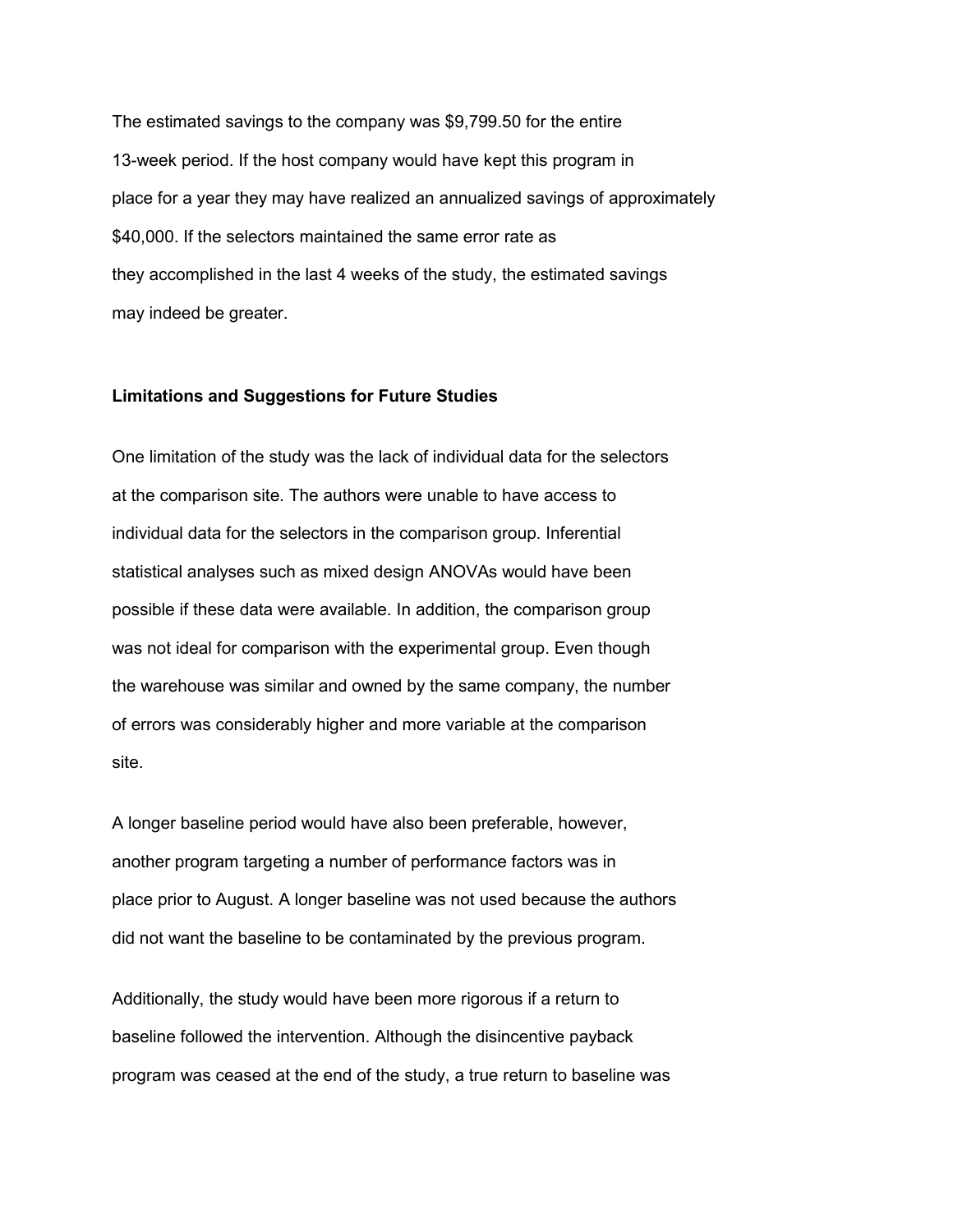The estimated savings to the company was $9,799.50 for the entire 13-week period. If the host company would have kept this program in place for a year they may have realized an annualized savings of approximately $40,000. If the selectors maintained the same error rate as they accomplished in the last 4 weeks of the study, the estimated savings may indeed be greater.

**Limitations and Suggestions for Future Studies**

One limitation of the study was the lack of individual data for the selectors at the comparison site. The authors were unable to have access to individual data for the selectors in the comparison group. Inferential statistical analyses such as mixed design ANOVAs would have been possible if these data were available. In addition, the comparison group was not ideal for comparison with the experimental group. Even though the warehouse was similar and owned by the same company, the number of errors was considerably higher and more variable at the comparison site.

A longer baseline period would have also been preferable, however, another program targeting a number of performance factors was in place prior to August. A longer baseline was not used because the authors did not want the baseline to be contaminated by the previous program.

Additionally, the study would have been more rigorous if a return to baseline followed the intervention. Although the disincentive payback program was ceased at the end of the study, a true return to baseline was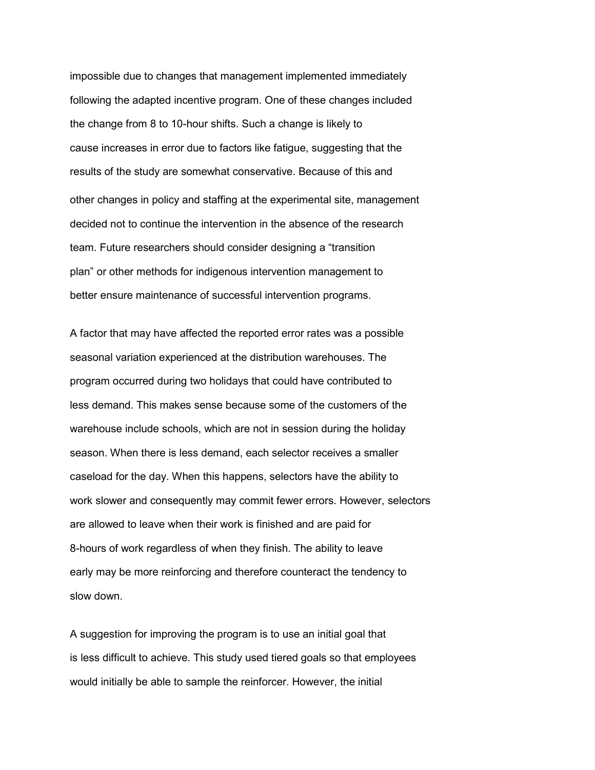impossible due to changes that management implemented immediately following the adapted incentive program. One of these changes included the change from 8 to 10-hour shifts. Such a change is likely to cause increases in error due to factors like fatigue, suggesting that the results of the study are somewhat conservative. Because of this and other changes in policy and staffing at the experimental site, management decided not to continue the intervention in the absence of the research team. Future researchers should consider designing a “transition plan” or other methods for indigenous intervention management to better ensure maintenance of successful intervention programs.

A factor that may have affected the reported error rates was a possible seasonal variation experienced at the distribution warehouses. The program occurred during two holidays that could have contributed to less demand. This makes sense because some of the customers of the warehouse include schools, which are not in session during the holiday season. When there is less demand, each selector receives a smaller caseload for the day. When this happens, selectors have the ability to work slower and consequently may commit fewer errors. However, selectors are allowed to leave when their work is finished and are paid for 8-hours of work regardless of when they finish. The ability to leave early may be more reinforcing and therefore counteract the tendency to slow down.

A suggestion for improving the program is to use an initial goal that is less difficult to achieve. This study used tiered goals so that employees would initially be able to sample the reinforcer. However, the initial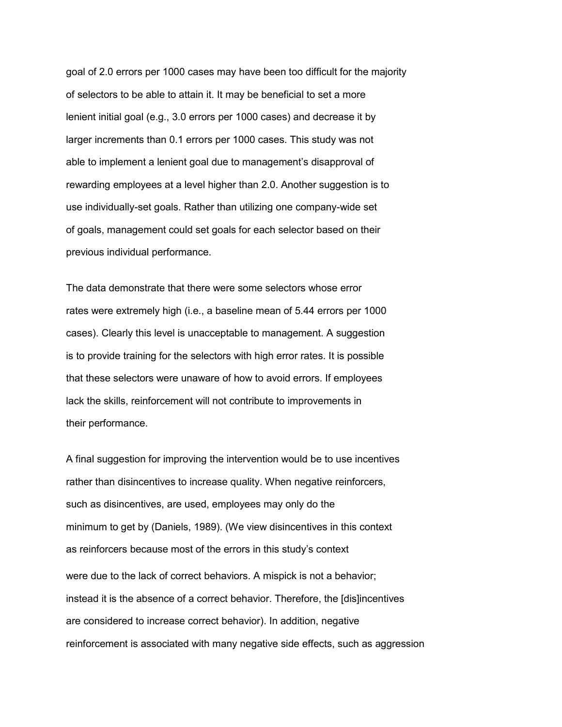goal of 2.0 errors per 1000 cases may have been too difficult for the majority of selectors to be able to attain it. It may be beneficial to set a more lenient initial goal (e.g., 3.0 errors per 1000 cases) and decrease it by larger increments than 0.1 errors per 1000 cases. This study was not able to implement a lenient goal due to management's disapproval of rewarding employees at a level higher than 2.0. Another suggestion is to use individually-set goals. Rather than utilizing one company-wide set of goals, management could set goals for each selector based on their previous individual performance.

The data demonstrate that there were some selectors whose error rates were extremely high (i.e., a baseline mean of 5.44 errors per 1000 cases). Clearly this level is unacceptable to management. A suggestion is to provide training for the selectors with high error rates. It is possible that these selectors were unaware of how to avoid errors. If employees lack the skills, reinforcement will not contribute to improvements in their performance.

A final suggestion for improving the intervention would be to use incentives rather than disincentives to increase quality. When negative reinforcers, such as disincentives, are used, employees may only do the minimum to get by (Daniels, 1989). (We view disincentives in this context as reinforcers because most of the errors in this study's context were due to the lack of correct behaviors. A mispick is not a behavior; instead it is the absence of a correct behavior. Therefore, the [dis]incentives are considered to increase correct behavior). In addition, negative reinforcement is associated with many negative side effects, such as aggression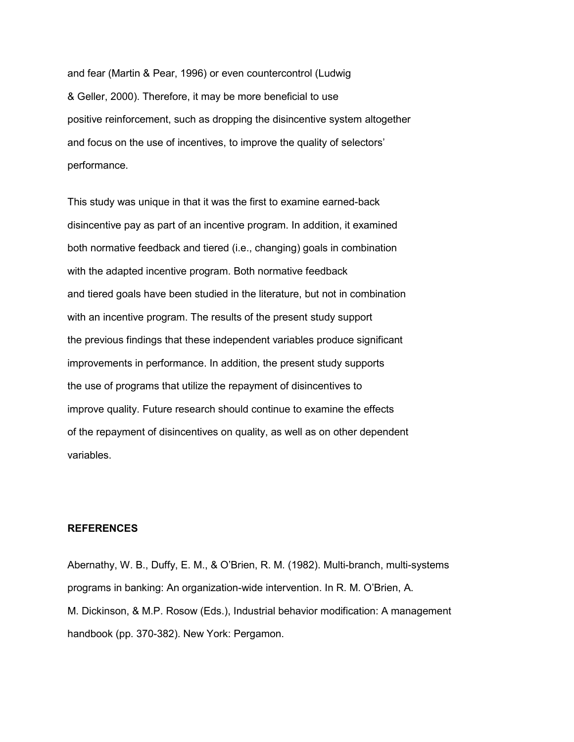and fear (Martin & Pear, 1996) or even countercontrol (Ludwig & Geller, 2000). Therefore, it may be more beneficial to use positive reinforcement, such as dropping the disincentive system altogether and focus on the use of incentives, to improve the quality of selectors' performance.

This study was unique in that it was the first to examine earned-back disincentive pay as part of an incentive program. In addition, it examined both normative feedback and tiered (i.e., changing) goals in combination with the adapted incentive program. Both normative feedback and tiered goals have been studied in the literature, but not in combination with an incentive program. The results of the present study support the previous findings that these independent variables produce significant improvements in performance. In addition, the present study supports the use of programs that utilize the repayment of disincentives to improve quality. Future research should continue to examine the effects of the repayment of disincentives on quality, as well as on other dependent variables.

## REFERENCES

Abernathy, W. B., Duffy, E. M., & O'Brien, R. M. (1982). Multi-branch, multi-systems programs in banking: An organization-wide intervention. In R. M. O'Brien, A. M. Dickinson, & M.P. Rosow (Eds.), Industrial behavior modification: A management handbook (pp. 370-382). New York: Pergamon.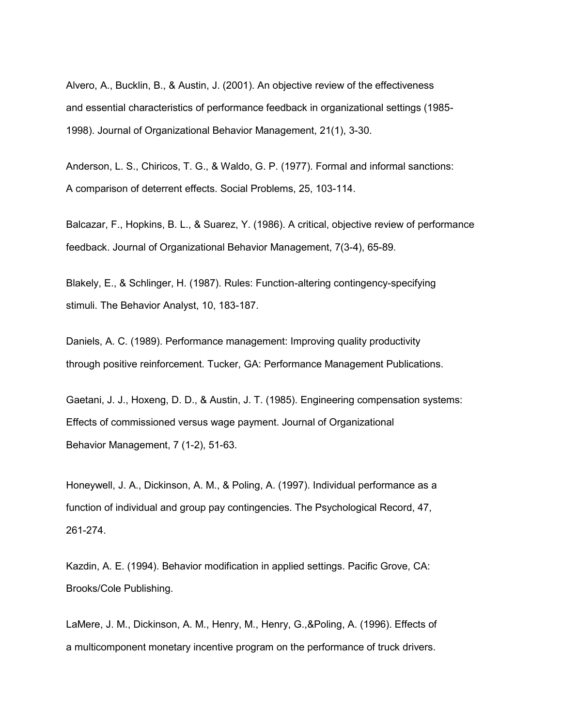Alvero, A., Bucklin, B., & Austin, J. (2001). An objective review of the effectiveness and essential characteristics of performance feedback in organizational settings (1985-1998). Journal of Organizational Behavior Management, 21(1), 3-30.

Anderson, L. S., Chiricos, T. G., & Waldo, G. P. (1977). Formal and informal sanctions: A comparison of deterrent effects. Social Problems, 25, 103-114.

Balcazar, F., Hopkins, B. L., & Suarez, Y. (1986). A critical, objective review of performance feedback. Journal of Organizational Behavior Management, 7(3-4), 65-89.

Blakely, E., & Schlinger, H. (1987). Rules: Function-altering contingency-specifying stimuli. The Behavior Analyst, 10, 183-187.

Daniels, A. C. (1989). Performance management: Improving quality productivity through positive reinforcement. Tucker, GA: Performance Management Publications.

Gaetani, J. J., Hoxeng, D. D., & Austin, J. T. (1985). Engineering compensation systems: Effects of commissioned versus wage payment. Journal of Organizational Behavior Management, 7 (1-2), 51-63.

Honeywell, J. A., Dickinson, A. M., & Poling, A. (1997). Individual performance as a function of individual and group pay contingencies. The Psychological Record, 47, 261-274.

Kazdin, A. E. (1994). Behavior modification in applied settings. Pacific Grove, CA: Brooks/Cole Publishing.

LaMere, J. M., Dickinson, A. M., Henry, M., Henry, G.,&Poling, A. (1996). Effects of a multicomponent monetary incentive program on the performance of truck drivers.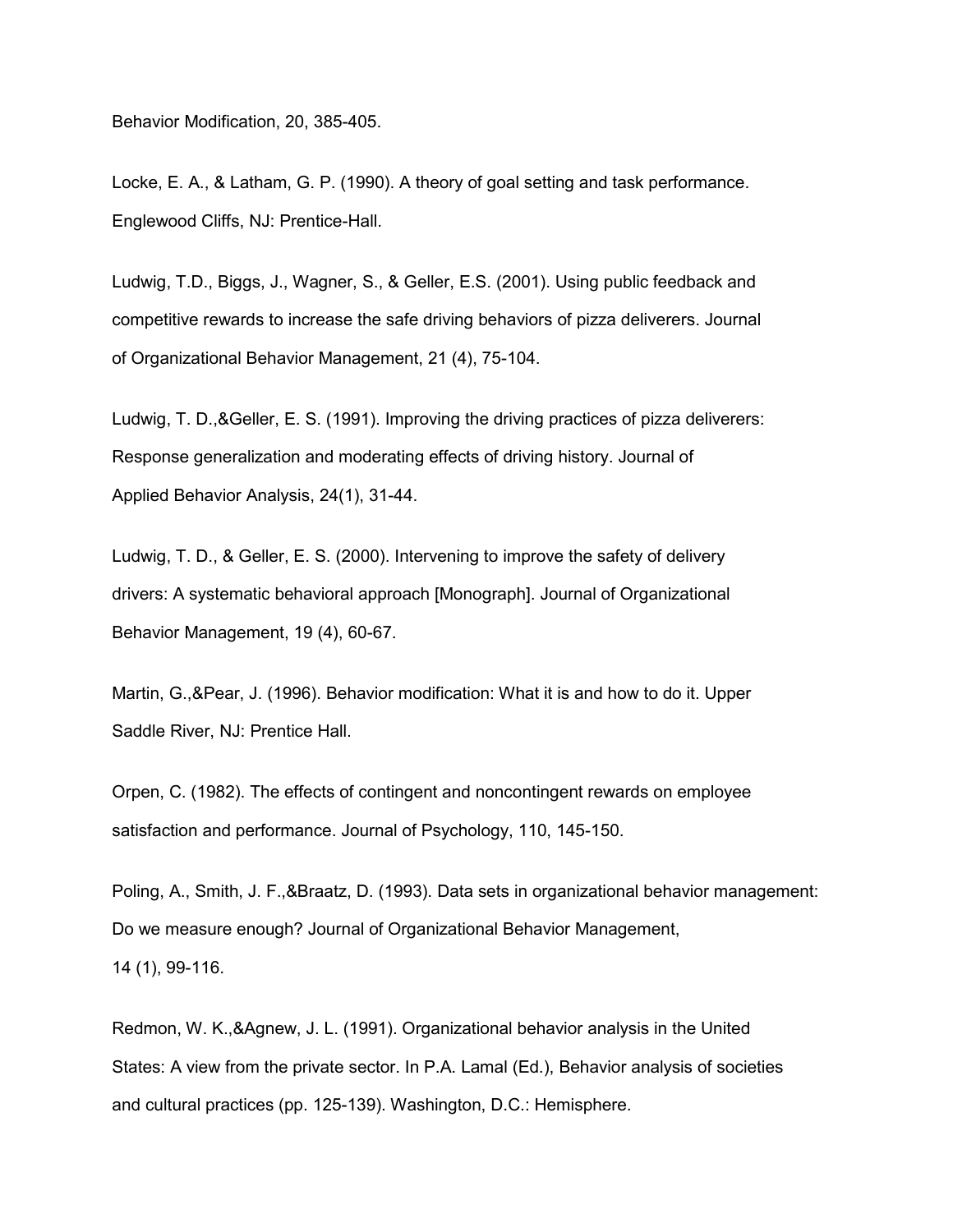Behavior Modification, 20, 385-405.

Locke, E. A., & Latham, G. P. (1990). A theory of goal setting and task performance. Englewood Cliffs, NJ: Prentice-Hall.

Ludwig, T.D., Biggs, J., Wagner, S., & Geller, E.S. (2001). Using public feedback and competitive rewards to increase the safe driving behaviors of pizza deliverers. Journal of Organizational Behavior Management, 21 (4), 75-104.

Ludwig, T. D.,&Geller, E. S. (1991). Improving the driving practices of pizza deliverers: Response generalization and moderating effects of driving history. Journal of Applied Behavior Analysis, 24(1), 31-44.

Ludwig, T. D., & Geller, E. S. (2000). Intervening to improve the safety of delivery drivers: A systematic behavioral approach [Monograph]. Journal of Organizational Behavior Management, 19 (4), 60-67.

Martin, G.,&Pear, J. (1996). Behavior modification: What it is and how to do it. Upper Saddle River, NJ: Prentice Hall.

Orpen, C. (1982). The effects of contingent and noncontingent rewards on employee satisfaction and performance. Journal of Psychology, 110, 145-150.

Poling, A., Smith, J. F.,&Braatz, D. (1993). Data sets in organizational behavior management: Do we measure enough? Journal of Organizational Behavior Management, 14 (1), 99-116.

Redmon, W. K.,&Agnew, J. L. (1991). Organizational behavior analysis in the United States: A view from the private sector. In P.A. Lamal (Ed.), Behavior analysis of societies and cultural practices (pp. 125-139). Washington, D.C.: Hemisphere.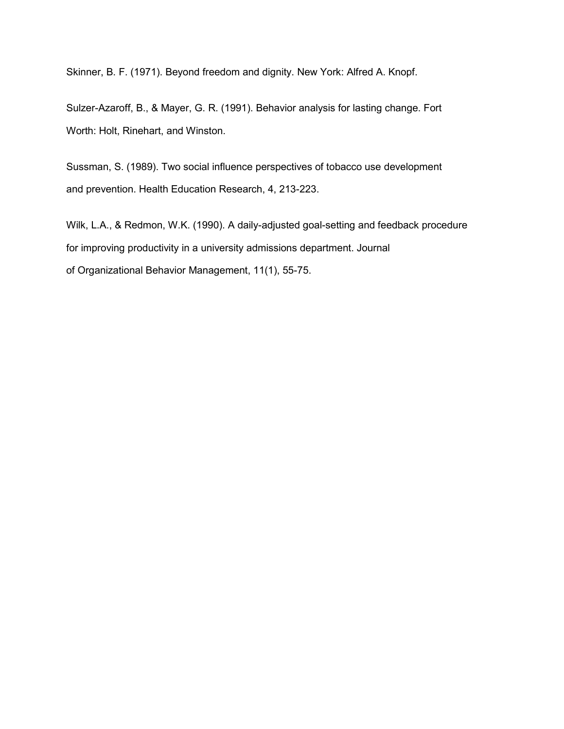Skinner, B. F. (1971). Beyond freedom and dignity. New York: Alfred A. Knopf.

Sulzer-Azaroff, B., & Mayer, G. R. (1991). Behavior analysis for lasting change. Fort Worth: Holt, Rinehart, and Winston.

Sussman, S. (1989). Two social influence perspectives of tobacco use development and prevention. Health Education Research, 4, 213-223.

Wilk, L.A., & Redmon, W.K. (1990). A daily-adjusted goal-setting and feedback procedure for improving productivity in a university admissions department. Journal of Organizational Behavior Management, 11(1), 55-75.